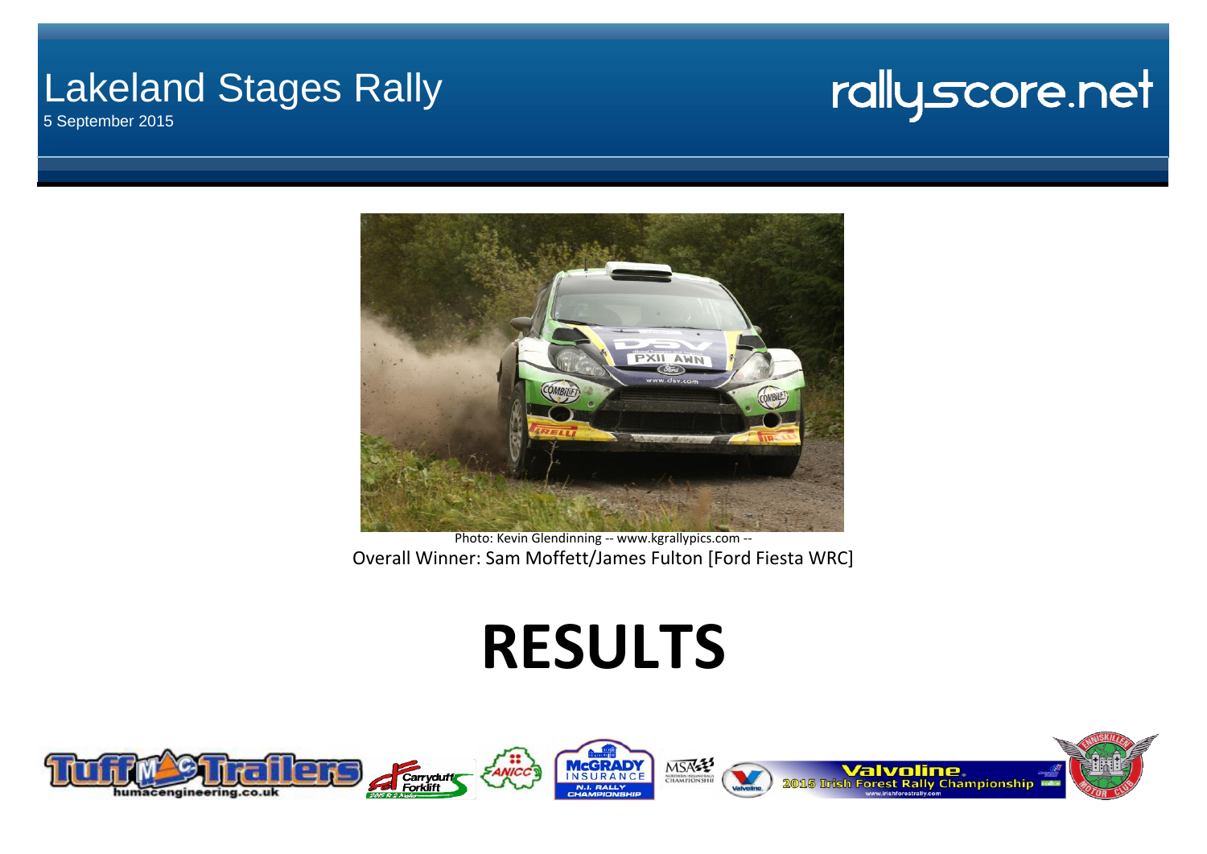# Lakeland Stages Rally

5 September 2015

rallyscore.net

Photo: Kevin Glendinning -- www.kgrallypics.com --

Overall Winner: Sam Moffett/James Fulton [Ford Fiesta WRC]

# RESULTS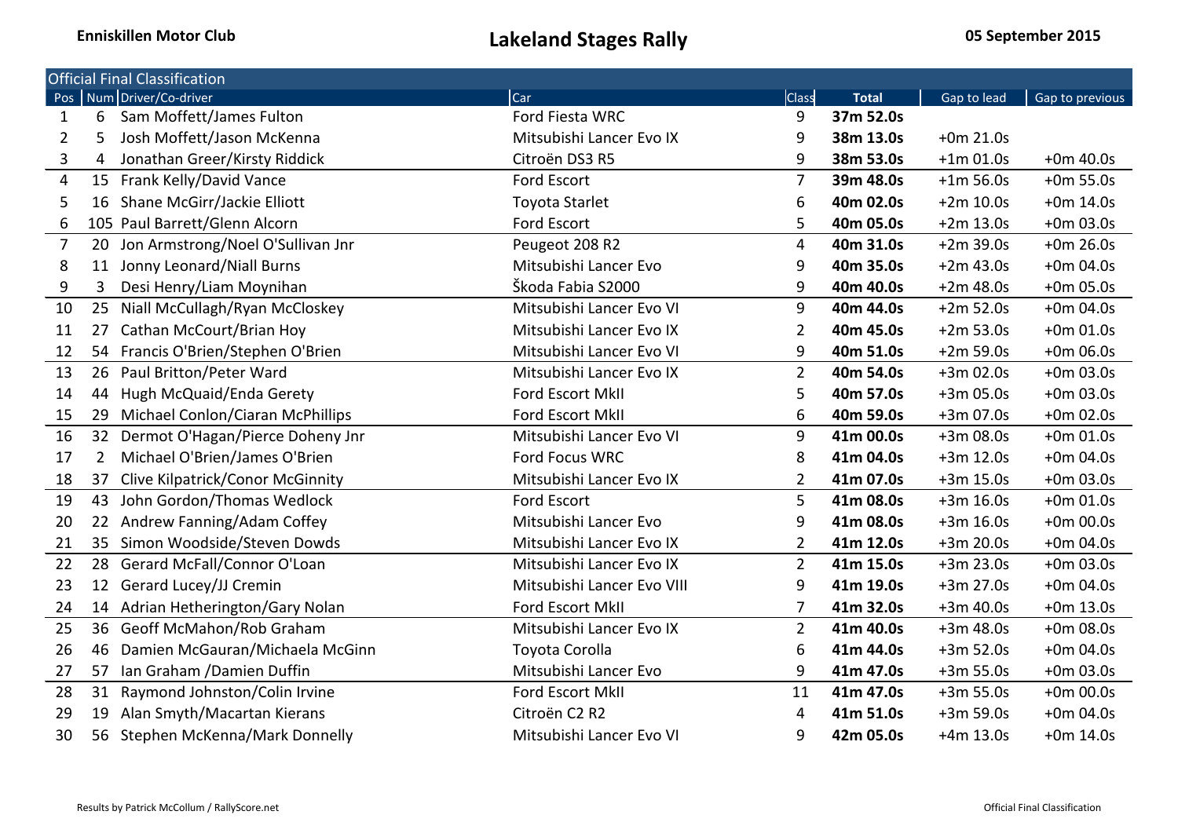**Enniskillen Motor Club**

# Lakeland Stages Rally

**05 September 2015**

## Official Final Classification

| Pos | Num | Driver/Co-driver | Car | Class | Total | Gap to lead | Gap to previous |
|---|---|---|---|---|---|---|---|
| 1 | 6 | Sam Moffett/James Fulton | Ford Fiesta WRC | 9 | **37m 52.0s** | | |
| 2 | 5 | Josh Moffett/Jason McKenna | Mitsubishi Lancer Evo IX | 9 | **38m 13.0s** | +0m 21.0s | |
| 3 | 4 | Jonathan Greer/Kirsty Riddick | Citroën DS3 R5 | 9 | **38m 53.0s** | +1m 01.0s | +0m 40.0s |
| 4 | 15 | Frank Kelly/David Vance | Ford Escort | 7 | **39m 48.0s** | +1m 56.0s | +0m 55.0s |
| 5 | 16 | Shane McGirr/Jackie Elliott | Toyota Starlet | 6 | **40m 02.0s** | +2m 10.0s | +0m 14.0s |
| 6 | 105 | Paul Barrett/Glenn Alcorn | Ford Escort | 5 | **40m 05.0s** | +2m 13.0s | +0m 03.0s |
| 7 | 20 | Jon Armstrong/Noel O'Sullivan Jnr | Peugeot 208 R2 | 4 | **40m 31.0s** | +2m 39.0s | +0m 26.0s |
| 8 | 11 | Jonny Leonard/Niall Burns | Mitsubishi Lancer Evo | 9 | **40m 35.0s** | +2m 43.0s | +0m 04.0s |
| 9 | 3 | Desi Henry/Liam Moynihan | Škoda Fabia S2000 | 9 | **40m 40.0s** | +2m 48.0s | +0m 05.0s |
| 10 | 25 | Niall McCullagh/Ryan McCloskey | Mitsubishi Lancer Evo VI | 9 | **40m 44.0s** | +2m 52.0s | +0m 04.0s |
| 11 | 27 | Cathan McCourt/Brian Hoy | Mitsubishi Lancer Evo IX | 2 | **40m 45.0s** | +2m 53.0s | +0m 01.0s |
| 12 | 54 | Francis O'Brien/Stephen O'Brien | Mitsubishi Lancer Evo VI | 9 | **40m 51.0s** | +2m 59.0s | +0m 06.0s |
| 13 | 26 | Paul Britton/Peter Ward | Mitsubishi Lancer Evo IX | 2 | **40m 54.0s** | +3m 02.0s | +0m 03.0s |
| 14 | 44 | Hugh McQuaid/Enda Gerety | Ford Escort MkII | 5 | **40m 57.0s** | +3m 05.0s | +0m 03.0s |
| 15 | 29 | Michael Conlon/Ciaran McPhillips | Ford Escort MkII | 6 | **40m 59.0s** | +3m 07.0s | +0m 02.0s |
| 16 | 32 | Dermot O'Hagan/Pierce Doheny Jnr | Mitsubishi Lancer Evo VI | 9 | **41m 00.0s** | +3m 08.0s | +0m 01.0s |
| 17 | 2 | Michael O'Brien/James O'Brien | Ford Focus WRC | 8 | **41m 04.0s** | +3m 12.0s | +0m 04.0s |
| 18 | 37 | Clive Kilpatrick/Conor McGinnity | Mitsubishi Lancer Evo IX | 2 | **41m 07.0s** | +3m 15.0s | +0m 03.0s |
| 19 | 43 | John Gordon/Thomas Wedlock | Ford Escort | 5 | **41m 08.0s** | +3m 16.0s | +0m 01.0s |
| 20 | 22 | Andrew Fanning/Adam Coffey | Mitsubishi Lancer Evo | 9 | **41m 08.0s** | +3m 16.0s | +0m 00.0s |
| 21 | 35 | Simon Woodside/Steven Dowds | Mitsubishi Lancer Evo IX | 2 | **41m 12.0s** | +3m 20.0s | +0m 04.0s |
| 22 | 28 | Gerard McFall/Connor O'Loan | Mitsubishi Lancer Evo IX | 2 | **41m 15.0s** | +3m 23.0s | +0m 03.0s |
| 23 | 12 | Gerard Lucey/JJ Cremin | Mitsubishi Lancer Evo VIII | 9 | **41m 19.0s** | +3m 27.0s | +0m 04.0s |
| 24 | 14 | Adrian Hetherington/Gary Nolan | Ford Escort MkII | 7 | **41m 32.0s** | +3m 40.0s | +0m 13.0s |
| 25 | 36 | Geoff McMahon/Rob Graham | Mitsubishi Lancer Evo IX | 2 | **41m 40.0s** | +3m 48.0s | +0m 08.0s |
| 26 | 46 | Damien McGauran/Michaela McGinn | Toyota Corolla | 6 | **41m 44.0s** | +3m 52.0s | +0m 04.0s |
| 27 | 57 | Ian Graham /Damien Duffin | Mitsubishi Lancer Evo | 9 | **41m 47.0s** | +3m 55.0s | +0m 03.0s |
| 28 | 31 | Raymond Johnston/Colin Irvine | Ford Escort MkII | 11 | **41m 47.0s** | +3m 55.0s | +0m 00.0s |
| 29 | 19 | Alan Smyth/Macartan Kierans | Citroën C2 R2 | 4 | **41m 51.0s** | +3m 59.0s | +0m 04.0s |
| 30 | 56 | Stephen McKenna/Mark Donnelly | Mitsubishi Lancer Evo VI | 9 | **42m 05.0s** | +4m 13.0s | +0m 14.0s |

Results by Patrick McCollum / RallyScore.net

Official Final Classification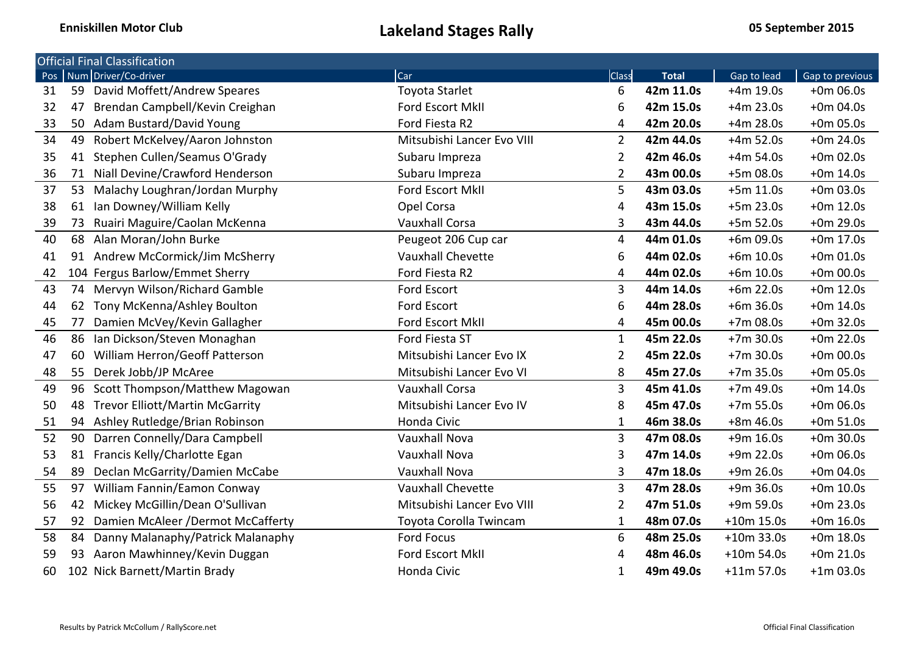Enniskillen Motor Club

# Lakeland Stages Rally

05 September 2015

## Official Final Classification

| Pos | Num | Driver/Co-driver | Car | Class | Total | Gap to lead | Gap to previous |
|---|---|---|---|---|---|---|---|
| 31 | 59 | David Moffett/Andrew Speares | Toyota Starlet | 6 | **42m 11.0s** | +4m 19.0s | +0m 06.0s |
| 32 | 47 | Brendan Campbell/Kevin Creighan | Ford Escort MkII | 6 | **42m 15.0s** | +4m 23.0s | +0m 04.0s |
| 33 | 50 | Adam Bustard/David Young | Ford Fiesta R2 | 4 | **42m 20.0s** | +4m 28.0s | +0m 05.0s |
| 34 | 49 | Robert McKelvey/Aaron Johnston | Mitsubishi Lancer Evo VIII | 2 | **42m 44.0s** | +4m 52.0s | +0m 24.0s |
| 35 | 41 | Stephen Cullen/Seamus O'Grady | Subaru Impreza | 2 | **42m 46.0s** | +4m 54.0s | +0m 02.0s |
| 36 | 71 | Niall Devine/Crawford Henderson | Subaru Impreza | 2 | **43m 00.0s** | +5m 08.0s | +0m 14.0s |
| 37 | 53 | Malachy Loughran/Jordan Murphy | Ford Escort MkII | 5 | **43m 03.0s** | +5m 11.0s | +0m 03.0s |
| 38 | 61 | Ian Downey/William Kelly | Opel Corsa | 4 | **43m 15.0s** | +5m 23.0s | +0m 12.0s |
| 39 | 73 | Ruairi Maguire/Caolan McKenna | Vauxhall Corsa | 3 | **43m 44.0s** | +5m 52.0s | +0m 29.0s |
| 40 | 68 | Alan Moran/John Burke | Peugeot 206 Cup car | 4 | **44m 01.0s** | +6m 09.0s | +0m 17.0s |
| 41 | 91 | Andrew McCormick/Jim McSherry | Vauxhall Chevette | 6 | **44m 02.0s** | +6m 10.0s | +0m 01.0s |
| 42 | 104 | Fergus Barlow/Emmet Sherry | Ford Fiesta R2 | 4 | **44m 02.0s** | +6m 10.0s | +0m 00.0s |
| 43 | 74 | Mervyn Wilson/Richard Gamble | Ford Escort | 3 | **44m 14.0s** | +6m 22.0s | +0m 12.0s |
| 44 | 62 | Tony McKenna/Ashley Boulton | Ford Escort | 6 | **44m 28.0s** | +6m 36.0s | +0m 14.0s |
| 45 | 77 | Damien McVey/Kevin Gallagher | Ford Escort MkII | 4 | **45m 00.0s** | +7m 08.0s | +0m 32.0s |
| 46 | 86 | Ian Dickson/Steven Monaghan | Ford Fiesta ST | 1 | **45m 22.0s** | +7m 30.0s | +0m 22.0s |
| 47 | 60 | William Herron/Geoff Patterson | Mitsubishi Lancer Evo IX | 2 | **45m 22.0s** | +7m 30.0s | +0m 00.0s |
| 48 | 55 | Derek Jobb/JP McAree | Mitsubishi Lancer Evo VI | 8 | **45m 27.0s** | +7m 35.0s | +0m 05.0s |
| 49 | 96 | Scott Thompson/Matthew Magowan | Vauxhall Corsa | 3 | **45m 41.0s** | +7m 49.0s | +0m 14.0s |
| 50 | 48 | Trevor Elliott/Martin McGarrity | Mitsubishi Lancer Evo IV | 8 | **45m 47.0s** | +7m 55.0s | +0m 06.0s |
| 51 | 94 | Ashley Rutledge/Brian Robinson | Honda Civic | 1 | **46m 38.0s** | +8m 46.0s | +0m 51.0s |
| 52 | 90 | Darren Connelly/Dara Campbell | Vauxhall Nova | 3 | **47m 08.0s** | +9m 16.0s | +0m 30.0s |
| 53 | 81 | Francis Kelly/Charlotte Egan | Vauxhall Nova | 3 | **47m 14.0s** | +9m 22.0s | +0m 06.0s |
| 54 | 89 | Declan McGarrity/Damien McCabe | Vauxhall Nova | 3 | **47m 18.0s** | +9m 26.0s | +0m 04.0s |
| 55 | 97 | William Fannin/Eamon Conway | Vauxhall Chevette | 3 | **47m 28.0s** | +9m 36.0s | +0m 10.0s |
| 56 | 42 | Mickey McGillin/Dean O'Sullivan | Mitsubishi Lancer Evo VIII | 2 | **47m 51.0s** | +9m 59.0s | +0m 23.0s |
| 57 | 92 | Damien McAleer /Dermot McCafferty | Toyota Corolla Twincam | 1 | **48m 07.0s** | +10m 15.0s | +0m 16.0s |
| 58 | 84 | Danny Malanaphy/Patrick Malanaphy | Ford Focus | 6 | **48m 25.0s** | +10m 33.0s | +0m 18.0s |
| 59 | 93 | Aaron Mawhinney/Kevin Duggan | Ford Escort MkII | 4 | **48m 46.0s** | +10m 54.0s | +0m 21.0s |
| 60 | 102 | Nick Barnett/Martin Brady | Honda Civic | 1 | **49m 49.0s** | +11m 57.0s | +1m 03.0s |

Results by Patrick McCollum / RallyScore.net

Official Final Classification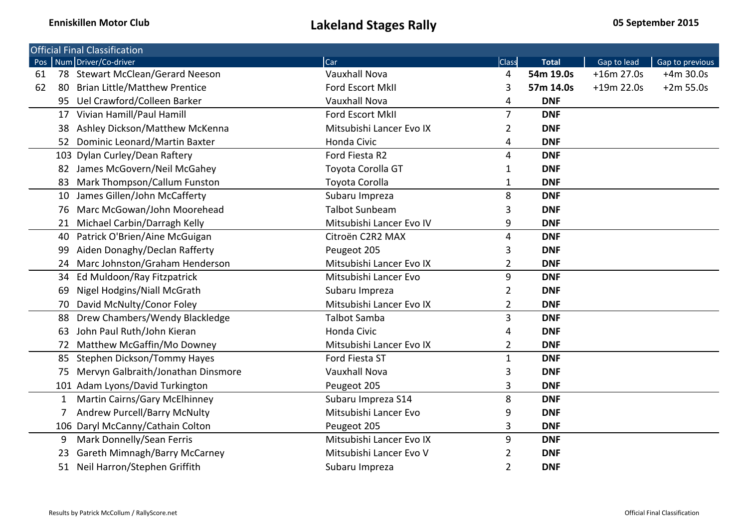**Enniskillen Motor Club**

# Lakeland Stages Rally

**05 September 2015**

## Official Final Classification

| Pos | Num | Driver/Co-driver | Car | Class | Total | Gap to lead | Gap to previous |
|---|---|---|---|---|---|---|---|
| 61 | 78 | Stewart McClean/Gerard Neeson | Vauxhall Nova | 4 | **54m 19.0s** | +16m 27.0s | +4m 30.0s |
| 62 | 80 | Brian Little/Matthew Prentice | Ford Escort MkII | 3 | **57m 14.0s** | +19m 22.0s | +2m 55.0s |
| | 95 | Uel Crawford/Colleen Barker | Vauxhall Nova | 4 | **DNF** | | |
| | 17 | Vivian Hamill/Paul Hamill | Ford Escort MkII | 7 | **DNF** | | |
| | 38 | Ashley Dickson/Matthew McKenna | Mitsubishi Lancer Evo IX | 2 | **DNF** | | |
| | 52 | Dominic Leonard/Martin Baxter | Honda Civic | 4 | **DNF** | | |
| | 103 | Dylan Curley/Dean Raftery | Ford Fiesta R2 | 4 | **DNF** | | |
| | 82 | James McGovern/Neil McGahey | Toyota Corolla GT | 1 | **DNF** | | |
| | 83 | Mark Thompson/Callum Funston | Toyota Corolla | 1 | **DNF** | | |
| | 10 | James Gillen/John McCafferty | Subaru Impreza | 8 | **DNF** | | |
| | 76 | Marc McGowan/John Moorehead | Talbot Sunbeam | 3 | **DNF** | | |
| | 21 | Michael Carbin/Darragh Kelly | Mitsubishi Lancer Evo IV | 9 | **DNF** | | |
| | 40 | Patrick O'Brien/Aine McGuigan | Citroën C2R2 MAX | 4 | **DNF** | | |
| | 99 | Aiden Donaghy/Declan Rafferty | Peugeot 205 | 3 | **DNF** | | |
| | 24 | Marc Johnston/Graham Henderson | Mitsubishi Lancer Evo IX | 2 | **DNF** | | |
| | 34 | Ed Muldoon/Ray Fitzpatrick | Mitsubishi Lancer Evo | 9 | **DNF** | | |
| | 69 | Nigel Hodgins/Niall McGrath | Subaru Impreza | 2 | **DNF** | | |
| | 70 | David McNulty/Conor Foley | Mitsubishi Lancer Evo IX | 2 | **DNF** | | |
| | 88 | Drew Chambers/Wendy Blackledge | Talbot Samba | 3 | **DNF** | | |
| | 63 | John Paul Ruth/John Kieran | Honda Civic | 4 | **DNF** | | |
| | 72 | Matthew McGaffin/Mo Downey | Mitsubishi Lancer Evo IX | 2 | **DNF** | | |
| | 85 | Stephen Dickson/Tommy Hayes | Ford Fiesta ST | 1 | **DNF** | | |
| | 75 | Mervyn Galbraith/Jonathan Dinsmore | Vauxhall Nova | 3 | **DNF** | | |
| | 101 | Adam Lyons/David Turkington | Peugeot 205 | 3 | **DNF** | | |
| | 1 | Martin Cairns/Gary McElhinney | Subaru Impreza S14 | 8 | **DNF** | | |
| | 7 | Andrew Purcell/Barry McNulty | Mitsubishi Lancer Evo | 9 | **DNF** | | |
| | 106 | Daryl McCanny/Cathain Colton | Peugeot 205 | 3 | **DNF** | | |
| | 9 | Mark Donnelly/Sean Ferris | Mitsubishi Lancer Evo IX | 9 | **DNF** | | |
| | 23 | Gareth Mimnagh/Barry McCarney | Mitsubishi Lancer Evo V | 2 | **DNF** | | |
| | 51 | Neil Harron/Stephen Griffith | Subaru Impreza | 2 | **DNF** | | |

Results by Patrick McCollum / RallyScore.net

Official Final Classification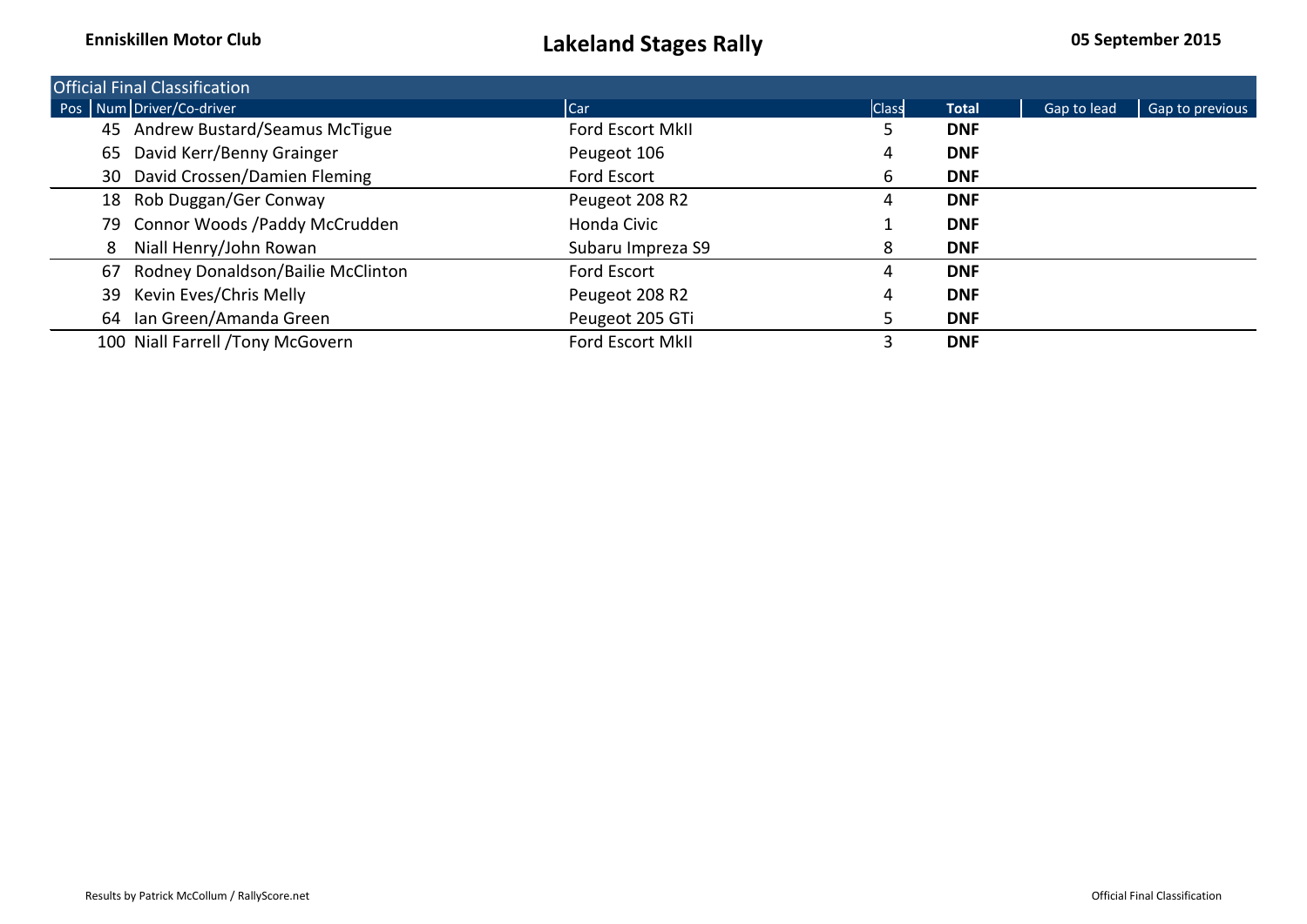**Enniskillen Motor Club**

# Lakeland Stages Rally

**05 September 2015**

## Official Final Classification

| Pos | Num | Driver/Co-driver | Car | Class | Total | Gap to lead | Gap to previous |
|---|---|---|---|---|---|---|---|
| | 45 | Andrew Bustard/Seamus McTigue | Ford Escort MkII | 5 | **DNF** | | |
| | 65 | David Kerr/Benny Grainger | Peugeot 106 | 4 | **DNF** | | |
| | 30 | David Crossen/Damien Fleming | Ford Escort | 6 | **DNF** | | |
| | 18 | Rob Duggan/Ger Conway | Peugeot 208 R2 | 4 | **DNF** | | |
| | 79 | Connor Woods /Paddy McCrudden | Honda Civic | 1 | **DNF** | | |
| | 8 | Niall Henry/John Rowan | Subaru Impreza S9 | 8 | **DNF** | | |
| | 67 | Rodney Donaldson/Bailie McClinton | Ford Escort | 4 | **DNF** | | |
| | 39 | Kevin Eves/Chris Melly | Peugeot 208 R2 | 4 | **DNF** | | |
| | 64 | Ian Green/Amanda Green | Peugeot 205 GTi | 5 | **DNF** | | |
| | 100 | Niall Farrell /Tony McGovern | Ford Escort MkII | 3 | **DNF** | | |

Results by Patrick McCollum / RallyScore.net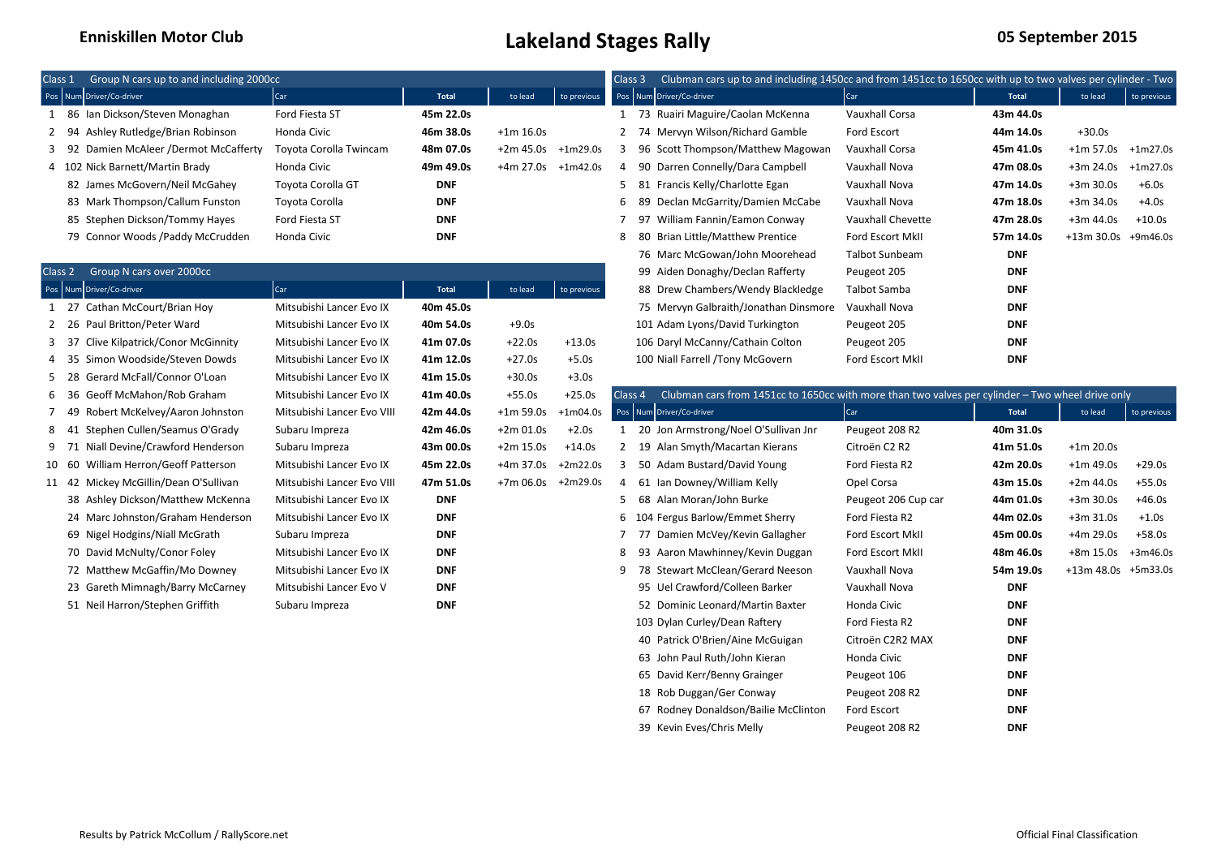**Enniskillen Motor Club**

# Lakeland Stages Rally

**05 September 2015**

| Class 1 | Group N cars up to and including 2000cc | | | | |
|---|---|---|---|---|---|
| Pos | Num Driver/Co-driver | Car | Total | to lead | to previous |
| 1 | 86 Ian Dickson/Steven Monaghan | Ford Fiesta ST | **45m 22.0s** | | |
| 2 | 94 Ashley Rutledge/Brian Robinson | Honda Civic | **46m 38.0s** | +1m 16.0s | |
| 3 | 92 Damien McAleer /Dermot McCafferty | Toyota Corolla Twincam | **48m 07.0s** | +2m 45.0s | +1m29.0s |
| 4 | 102 Nick Barnett/Martin Brady | Honda Civic | **49m 49.0s** | +4m 27.0s | +1m42.0s |
| | 82 James McGovern/Neil McGahey | Toyota Corolla GT | **DNF** | | |
| | 83 Mark Thompson/Callum Funston | Toyota Corolla | **DNF** | | |
| | 85 Stephen Dickson/Tommy Hayes | Ford Fiesta ST | **DNF** | | |
| | 79 Connor Woods /Paddy McCrudden | Honda Civic | **DNF** | | |

| Class 2 | Group N cars over 2000cc | | | | |
|---|---|---|---|---|---|
| Pos | Num Driver/Co-driver | Car | Total | to lead | to previous |
| 1 | 27 Cathan McCourt/Brian Hoy | Mitsubishi Lancer Evo IX | **40m 45.0s** | | |
| 2 | 26 Paul Britton/Peter Ward | Mitsubishi Lancer Evo IX | **40m 54.0s** | +9.0s | |
| 3 | 37 Clive Kilpatrick/Conor McGinnity | Mitsubishi Lancer Evo IX | **41m 07.0s** | +22.0s | +13.0s |
| 4 | 35 Simon Woodside/Steven Dowds | Mitsubishi Lancer Evo IX | **41m 12.0s** | +27.0s | +5.0s |
| 5 | 28 Gerard McFall/Connor O'Loan | Mitsubishi Lancer Evo IX | **41m 15.0s** | +30.0s | +3.0s |
| 6 | 36 Geoff McMahon/Rob Graham | Mitsubishi Lancer Evo IX | **41m 40.0s** | +55.0s | +25.0s |
| 7 | 49 Robert McKelvey/Aaron Johnston | Mitsubishi Lancer Evo VIII | **42m 44.0s** | +1m 59.0s | +1m04.0s |
| 8 | 41 Stephen Cullen/Seamus O'Grady | Subaru Impreza | **42m 46.0s** | +2m 01.0s | +2.0s |
| 9 | 71 Niall Devine/Crawford Henderson | Subaru Impreza | **43m 00.0s** | +2m 15.0s | +14.0s |
| 10 | 60 William Herron/Geoff Patterson | Mitsubishi Lancer Evo IX | **45m 22.0s** | +4m 37.0s | +2m22.0s |
| 11 | 42 Mickey McGillin/Dean O'Sullivan | Mitsubishi Lancer Evo VIII | **47m 51.0s** | +7m 06.0s | +2m29.0s |
| | 38 Ashley Dickson/Matthew McKenna | Mitsubishi Lancer Evo IX | **DNF** | | |
| | 24 Marc Johnston/Graham Henderson | Mitsubishi Lancer Evo IX | **DNF** | | |
| | 69 Nigel Hodgins/Niall McGrath | Subaru Impreza | **DNF** | | |
| | 70 David McNulty/Conor Foley | Mitsubishi Lancer Evo IX | **DNF** | | |
| | 72 Matthew McGaffin/Mo Downey | Mitsubishi Lancer Evo IX | **DNF** | | |
| | 23 Gareth Mimnagh/Barry McCarney | Mitsubishi Lancer Evo V | **DNF** | | |
| | 51 Neil Harron/Stephen Griffith | Subaru Impreza | **DNF** | | |

| Class 3 | Clubman cars up to and including 1450cc and from 1451cc to 1650cc with up to two valves per cylinder - Two | | | | |
|---|---|---|---|---|---|
| Pos | Num Driver/Co-driver | Car | Total | to lead | to previous |
| 1 | 73 Ruairi Maguire/Caolan McKenna | Vauxhall Corsa | **43m 44.0s** | | |
| 2 | 74 Mervyn Wilson/Richard Gamble | Ford Escort | **44m 14.0s** | +30.0s | |
| 3 | 96 Scott Thompson/Matthew Magowan | Vauxhall Corsa | **45m 41.0s** | +1m 57.0s | +1m27.0s |
| 4 | 90 Darren Connelly/Dara Campbell | Vauxhall Nova | **47m 08.0s** | +3m 24.0s | +1m27.0s |
| 5 | 81 Francis Kelly/Charlotte Egan | Vauxhall Nova | **47m 14.0s** | +3m 30.0s | +6.0s |
| 6 | 89 Declan McGarrity/Damien McCabe | Vauxhall Nova | **47m 18.0s** | +3m 34.0s | +4.0s |
| 7 | 97 William Fannin/Eamon Conway | Vauxhall Chevette | **47m 28.0s** | +3m 44.0s | +10.0s |
| 8 | 80 Brian Little/Matthew Prentice | Ford Escort MkII | **57m 14.0s** | +13m 30.0s | +9m46.0s |
| | 76 Marc McGowan/John Moorehead | Talbot Sunbeam | **DNF** | | |
| | 99 Aiden Donaghy/Declan Rafferty | Peugeot 205 | **DNF** | | |
| | 88 Drew Chambers/Wendy Blackledge | Talbot Samba | **DNF** | | |
| | 75 Mervyn Galbraith/Jonathan Dinsmore | Vauxhall Nova | **DNF** | | |
| | 101 Adam Lyons/David Turkington | Peugeot 205 | **DNF** | | |
| | 106 Daryl McCanny/Cathain Colton | Peugeot 205 | **DNF** | | |
| | 100 Niall Farrell /Tony McGovern | Ford Escort MkII | **DNF** | | |

| Class 4 | Clubman cars from 1451cc to 1650cc with more than two valves per cylinder – Two wheel drive only | | | | |
|---|---|---|---|---|---|
| Pos | Num Driver/Co-driver | Car | Total | to lead | to previous |
| 1 | 20 Jon Armstrong/Noel O'Sullivan Jnr | Peugeot 208 R2 | **40m 31.0s** | | |
| 2 | 19 Alan Smyth/Macartan Kierans | Citroën C2 R2 | **41m 51.0s** | +1m 20.0s | |
| 3 | 50 Adam Bustard/David Young | Ford Fiesta R2 | **42m 20.0s** | +1m 49.0s | +29.0s |
| 4 | 61 Ian Downey/William Kelly | Opel Corsa | **43m 15.0s** | +2m 44.0s | +55.0s |
| 5 | 68 Alan Moran/John Burke | Peugeot 206 Cup car | **44m 01.0s** | +3m 30.0s | +46.0s |
| 6 | 104 Fergus Barlow/Emmet Sherry | Ford Fiesta R2 | **44m 02.0s** | +3m 31.0s | +1.0s |
| 7 | 77 Damien McVey/Kevin Gallagher | Ford Escort MkII | **45m 00.0s** | +4m 29.0s | +58.0s |
| 8 | 93 Aaron Mawhinney/Kevin Duggan | Ford Escort MkII | **48m 46.0s** | +8m 15.0s | +3m46.0s |
| 9 | 78 Stewart McClean/Gerard Neeson | Vauxhall Nova | **54m 19.0s** | +13m 48.0s | +5m33.0s |
| | 95 Uel Crawford/Colleen Barker | Vauxhall Nova | **DNF** | | |
| | 52 Dominic Leonard/Martin Baxter | Honda Civic | **DNF** | | |
| | 103 Dylan Curley/Dean Raftery | Ford Fiesta R2 | **DNF** | | |
| | 40 Patrick O'Brien/Aine McGuigan | Citroën C2R2 MAX | **DNF** | | |
| | 63 John Paul Ruth/John Kieran | Honda Civic | **DNF** | | |
| | 65 David Kerr/Benny Grainger | Peugeot 106 | **DNF** | | |
| | 18 Rob Duggan/Ger Conway | Peugeot 208 R2 | **DNF** | | |
| | 67 Rodney Donaldson/Bailie McClinton | Ford Escort | **DNF** | | |
| | 39 Kevin Eves/Chris Melly | Peugeot 208 R2 | **DNF** | | |

Results by Patrick McCollum / RallyScore.net

Official Final Classification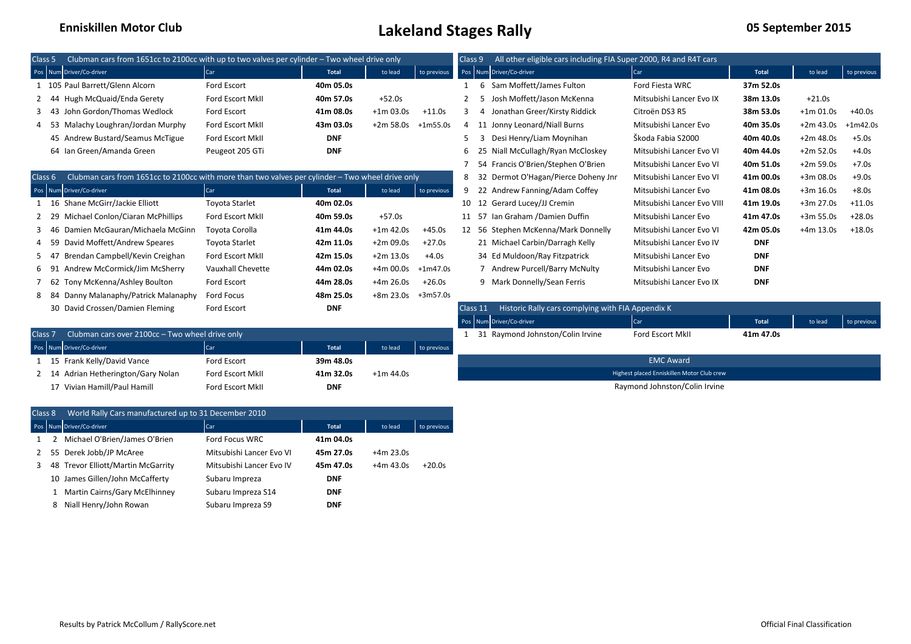# Enniskillen Motor Club

# Lakeland Stages Rally

**05 September 2015**

## Class 5 Clubman cars from 1651cc to 2100cc with up to two valves per cylinder – Two wheel drive only

| Pos | Num | Driver/Co-driver | Car | Total | to lead | to previous |
|---|---|---|---|---|---|---|
| 1 | 105 | Paul Barrett/Glenn Alcorn | Ford Escort | **40m 05.0s** | | |
| 2 | 44 | Hugh McQuaid/Enda Gerety | Ford Escort MkII | **40m 57.0s** | +52.0s | |
| 3 | 43 | John Gordon/Thomas Wedlock | Ford Escort | **41m 08.0s** | +1m 03.0s | +11.0s |
| 4 | 53 | Malachy Loughran/Jordan Murphy | Ford Escort MkII | **43m 03.0s** | +2m 58.0s | +1m55.0s |
| | 45 | Andrew Bustard/Seamus McTigue | Ford Escort MkII | **DNF** | | |
| | 64 | Ian Green/Amanda Green | Peugeot 205 GTi | **DNF** | | |

## Class 6 Clubman cars from 1651cc to 2100cc with more than two valves per cylinder – Two wheel drive only

| Pos | Num | Driver/Co-driver | Car | Total | to lead | to previous |
|---|---|---|---|---|---|---|
| 1 | 16 | Shane McGirr/Jackie Elliott | Toyota Starlet | **40m 02.0s** | | |
| 2 | 29 | Michael Conlon/Ciaran McPhillips | Ford Escort MkII | **40m 59.0s** | +57.0s | |
| 3 | 46 | Damien McGauran/Michaela McGinn | Toyota Corolla | **41m 44.0s** | +1m 42.0s | +45.0s |
| 4 | 59 | David Moffett/Andrew Speares | Toyota Starlet | **42m 11.0s** | +2m 09.0s | +27.0s |
| 5 | 47 | Brendan Campbell/Kevin Creighan | Ford Escort MkII | **42m 15.0s** | +2m 13.0s | +4.0s |
| 6 | 91 | Andrew McCormick/Jim McSherry | Vauxhall Chevette | **44m 02.0s** | +4m 00.0s | +1m47.0s |
| 7 | 62 | Tony McKenna/Ashley Boulton | Ford Escort | **44m 28.0s** | +4m 26.0s | +26.0s |
| 8 | 84 | Danny Malanaphy/Patrick Malanaphy | Ford Focus | **48m 25.0s** | +8m 23.0s | +3m57.0s |
| | 30 | David Crossen/Damien Fleming | Ford Escort | **DNF** | | |

## Class 7 Clubman cars over 2100cc – Two wheel drive only

| Pos | Num | Driver/Co-driver | Car | Total | to lead | to previous |
|---|---|---|---|---|---|---|
| 1 | 15 | Frank Kelly/David Vance | Ford Escort | **39m 48.0s** | | |
| 2 | 14 | Adrian Hetherington/Gary Nolan | Ford Escort MkII | **41m 32.0s** | +1m 44.0s | |
| | 17 | Vivian Hamill/Paul Hamill | Ford Escort MkII | **DNF** | | |

## Class 8 World Rally Cars manufactured up to 31 December 2010

| Pos | Num | Driver/Co-driver | Car | Total | to lead | to previous |
|---|---|---|---|---|---|---|
| 1 | 2 | Michael O'Brien/James O'Brien | Ford Focus WRC | **41m 04.0s** | | |
| 2 | 55 | Derek Jobb/JP McAree | Mitsubishi Lancer Evo VI | **45m 27.0s** | +4m 23.0s | |
| 3 | 48 | Trevor Elliott/Martin McGarrity | Mitsubishi Lancer Evo IV | **45m 47.0s** | +4m 43.0s | +20.0s |
| | 10 | James Gillen/John McCafferty | Subaru Impreza | **DNF** | | |
| | 1 | Martin Cairns/Gary McElhinney | Subaru Impreza S14 | **DNF** | | |
| | 8 | Niall Henry/John Rowan | Subaru Impreza S9 | **DNF** | | |

## Class 9 All other eligible cars including FIA Super 2000, R4 and R4T cars

| Pos | Num | Driver/Co-driver | Car | Total | to lead | to previous |
|---|---|---|---|---|---|---|
| 1 | 6 | Sam Moffett/James Fulton | Ford Fiesta WRC | **37m 52.0s** | | |
| 2 | 5 | Josh Moffett/Jason McKenna | Mitsubishi Lancer Evo IX | **38m 13.0s** | +21.0s | |
| 3 | 4 | Jonathan Greer/Kirsty Riddick | Citroën DS3 R5 | **38m 53.0s** | +1m 01.0s | +40.0s |
| 4 | 11 | Jonny Leonard/Niall Burns | Mitsubishi Lancer Evo | **40m 35.0s** | +2m 43.0s | +1m42.0s |
| 5 | 3 | Desi Henry/Liam Moynihan | Škoda Fabia S2000 | **40m 40.0s** | +2m 48.0s | +5.0s |
| 6 | 25 | Niall McCullagh/Ryan McCloskey | Mitsubishi Lancer Evo VI | **40m 44.0s** | +2m 52.0s | +4.0s |
| 7 | 54 | Francis O'Brien/Stephen O'Brien | Mitsubishi Lancer Evo VI | **40m 51.0s** | +2m 59.0s | +7.0s |
| 8 | 32 | Dermot O'Hagan/Pierce Doheny Jnr | Mitsubishi Lancer Evo VI | **41m 00.0s** | +3m 08.0s | +9.0s |
| 9 | 22 | Andrew Fanning/Adam Coffey | Mitsubishi Lancer Evo | **41m 08.0s** | +3m 16.0s | +8.0s |
| 10 | 12 | Gerard Lucey/JJ Cremin | Mitsubishi Lancer Evo VIII | **41m 19.0s** | +3m 27.0s | +11.0s |
| 11 | 57 | Ian Graham /Damien Duffin | Mitsubishi Lancer Evo | **41m 47.0s** | +3m 55.0s | +28.0s |
| 12 | 56 | Stephen McKenna/Mark Donnelly | Mitsubishi Lancer Evo VI | **42m 05.0s** | +4m 13.0s | +18.0s |
| | 21 | Michael Carbin/Darragh Kelly | Mitsubishi Lancer Evo IV | **DNF** | | |
| | 34 | Ed Muldoon/Ray Fitzpatrick | Mitsubishi Lancer Evo | **DNF** | | |
| | 7 | Andrew Purcell/Barry McNulty | Mitsubishi Lancer Evo | **DNF** | | |
| | 9 | Mark Donnelly/Sean Ferris | Mitsubishi Lancer Evo IX | **DNF** | | |

## Class 11 Historic Rally cars complying with FIA Appendix K

| Pos | Num | Driver/Co-driver | Car | Total | to lead | to previous |
|---|---|---|---|---|---|---|
| 1 | 31 | Raymond Johnston/Colin Irvine | Ford Escort MkII | **41m 47.0s** | | |

## EMC Award

Highest placed Enniskillen Motor Club crew

Raymond Johnston/Colin Irvine

Results by Patrick McCollum / RallyScore.net

Official Final Classification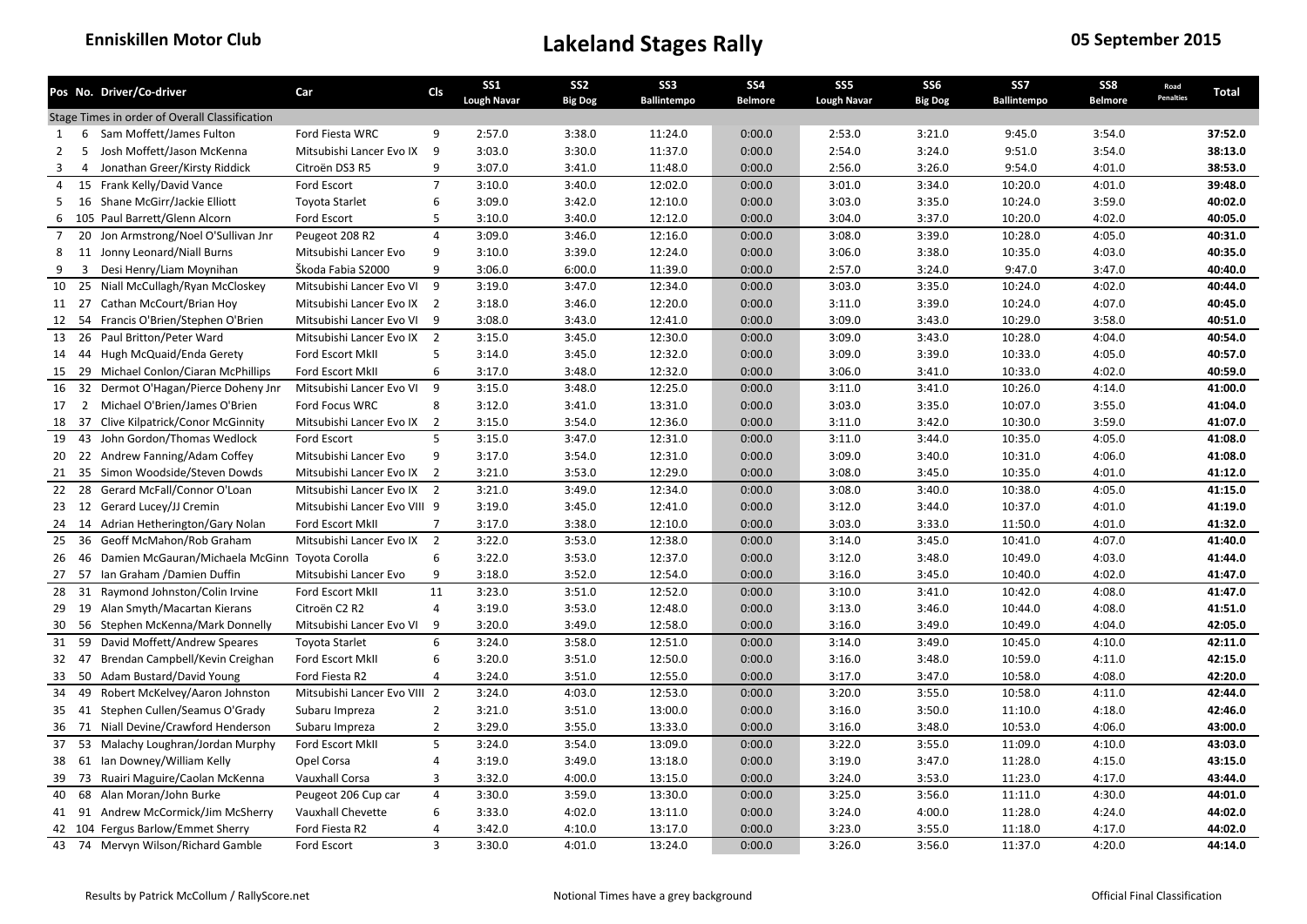**Enniskillen Motor Club**

# Lakeland Stages Rally

**05 September 2015**

| Pos | No. | Driver/Co-driver | Car | Cls | SS1 Lough Navar | SS2 Big Dog | SS3 Ballintempo | SS4 Belmore | SS5 Lough Navar | SS6 Big Dog | SS7 Ballintempo | SS8 Belmore | Road Penalties | Total |
|---|---|---|---|---|---|---|---|---|---|---|---|---|---|---|
| Stage Times in order of Overall Classification | | | | | | | | | | | | | | |
| 1 | 6 | Sam Moffett/James Fulton | Ford Fiesta WRC | 9 | 2:57.0 | 3:38.0 | 11:24.0 | 0:00.0 | 2:53.0 | 3:21.0 | 9:45.0 | 3:54.0 | | **37:52.0** |
| 2 | 5 | Josh Moffett/Jason McKenna | Mitsubishi Lancer Evo IX | 9 | 3:03.0 | 3:30.0 | 11:37.0 | 0:00.0 | 2:54.0 | 3:24.0 | 9:51.0 | 3:54.0 | | **38:13.0** |
| 3 | 4 | Jonathan Greer/Kirsty Riddick | Citroën DS3 R5 | 9 | 3:07.0 | 3:41.0 | 11:48.0 | 0:00.0 | 2:56.0 | 3:26.0 | 9:54.0 | 4:01.0 | | **38:53.0** |
| 4 | 15 | Frank Kelly/David Vance | Ford Escort | 7 | 3:10.0 | 3:40.0 | 12:02.0 | 0:00.0 | 3:01.0 | 3:34.0 | 10:20.0 | 4:01.0 | | **39:48.0** |
| 5 | 16 | Shane McGirr/Jackie Elliott | Toyota Starlet | 6 | 3:09.0 | 3:42.0 | 12:10.0 | 0:00.0 | 3:03.0 | 3:35.0 | 10:24.0 | 3:59.0 | | **40:02.0** |
| 6 | 105 | Paul Barrett/Glenn Alcorn | Ford Escort | 5 | 3:10.0 | 3:40.0 | 12:12.0 | 0:00.0 | 3:04.0 | 3:37.0 | 10:20.0 | 4:02.0 | | **40:05.0** |
| 7 | 20 | Jon Armstrong/Noel O'Sullivan Jnr | Peugeot 208 R2 | 4 | 3:09.0 | 3:46.0 | 12:16.0 | 0:00.0 | 3:08.0 | 3:39.0 | 10:28.0 | 4:05.0 | | **40:31.0** |
| 8 | 11 | Jonny Leonard/Niall Burns | Mitsubishi Lancer Evo | 9 | 3:10.0 | 3:39.0 | 12:24.0 | 0:00.0 | 3:06.0 | 3:38.0 | 10:35.0 | 4:03.0 | | **40:35.0** |
| 9 | 3 | Desi Henry/Liam Moynihan | Škoda Fabia S2000 | 9 | 3:06.0 | 6:00.0 | 11:39.0 | 0:00.0 | 2:57.0 | 3:24.0 | 9:47.0 | 3:47.0 | | **40:40.0** |
| 10 | 25 | Niall McCullagh/Ryan McCloskey | Mitsubishi Lancer Evo VI | 9 | 3:19.0 | 3:47.0 | 12:34.0 | 0:00.0 | 3:03.0 | 3:35.0 | 10:24.0 | 4:02.0 | | **40:44.0** |
| 11 | 27 | Cathan McCourt/Brian Hoy | Mitsubishi Lancer Evo IX | 2 | 3:18.0 | 3:46.0 | 12:20.0 | 0:00.0 | 3:11.0 | 3:39.0 | 10:24.0 | 4:07.0 | | **40:45.0** |
| 12 | 54 | Francis O'Brien/Stephen O'Brien | Mitsubishi Lancer Evo VI | 9 | 3:08.0 | 3:43.0 | 12:41.0 | 0:00.0 | 3:09.0 | 3:43.0 | 10:29.0 | 3:58.0 | | **40:51.0** |
| 13 | 26 | Paul Britton/Peter Ward | Mitsubishi Lancer Evo IX | 2 | 3:15.0 | 3:45.0 | 12:30.0 | 0:00.0 | 3:09.0 | 3:43.0 | 10:28.0 | 4:04.0 | | **40:54.0** |
| 14 | 44 | Hugh McQuaid/Enda Gerety | Ford Escort MkII | 5 | 3:14.0 | 3:45.0 | 12:32.0 | 0:00.0 | 3:09.0 | 3:39.0 | 10:33.0 | 4:05.0 | | **40:57.0** |
| 15 | 29 | Michael Conlon/Ciaran McPhillips | Ford Escort MkII | 6 | 3:17.0 | 3:48.0 | 12:32.0 | 0:00.0 | 3:06.0 | 3:41.0 | 10:33.0 | 4:02.0 | | **40:59.0** |
| 16 | 32 | Dermot O'Hagan/Pierce Doheny Jnr | Mitsubishi Lancer Evo VI | 9 | 3:15.0 | 3:48.0 | 12:25.0 | 0:00.0 | 3:11.0 | 3:41.0 | 10:26.0 | 4:14.0 | | **41:00.0** |
| 17 | 2 | Michael O'Brien/James O'Brien | Ford Focus WRC | 8 | 3:12.0 | 3:41.0 | 13:31.0 | 0:00.0 | 3:03.0 | 3:35.0 | 10:07.0 | 3:55.0 | | **41:04.0** |
| 18 | 37 | Clive Kilpatrick/Conor McGinnity | Mitsubishi Lancer Evo IX | 2 | 3:15.0 | 3:54.0 | 12:36.0 | 0:00.0 | 3:11.0 | 3:42.0 | 10:30.0 | 3:59.0 | | **41:07.0** |
| 19 | 43 | John Gordon/Thomas Wedlock | Ford Escort | 5 | 3:15.0 | 3:47.0 | 12:31.0 | 0:00.0 | 3:11.0 | 3:44.0 | 10:35.0 | 4:05.0 | | **41:08.0** |
| 20 | 22 | Andrew Fanning/Adam Coffey | Mitsubishi Lancer Evo | 9 | 3:17.0 | 3:54.0 | 12:31.0 | 0:00.0 | 3:09.0 | 3:40.0 | 10:31.0 | 4:06.0 | | **41:08.0** |
| 21 | 35 | Simon Woodside/Steven Dowds | Mitsubishi Lancer Evo IX | 2 | 3:21.0 | 3:53.0 | 12:29.0 | 0:00.0 | 3:08.0 | 3:45.0 | 10:35.0 | 4:01.0 | | **41:12.0** |
| 22 | 28 | Gerard McFall/Connor O'Loan | Mitsubishi Lancer Evo IX | 2 | 3:21.0 | 3:49.0 | 12:34.0 | 0:00.0 | 3:08.0 | 3:40.0 | 10:38.0 | 4:05.0 | | **41:15.0** |
| 23 | 12 | Gerard Lucey/JJ Cremin | Mitsubishi Lancer Evo VIII | 9 | 3:19.0 | 3:45.0 | 12:41.0 | 0:00.0 | 3:12.0 | 3:44.0 | 10:37.0 | 4:01.0 | | **41:19.0** |
| 24 | 14 | Adrian Hetherington/Gary Nolan | Ford Escort MkII | 7 | 3:17.0 | 3:38.0 | 12:10.0 | 0:00.0 | 3:03.0 | 3:33.0 | 11:50.0 | 4:01.0 | | **41:32.0** |
| 25 | 36 | Geoff McMahon/Rob Graham | Mitsubishi Lancer Evo IX | 2 | 3:22.0 | 3:53.0 | 12:38.0 | 0:00.0 | 3:14.0 | 3:45.0 | 10:41.0 | 4:07.0 | | **41:40.0** |
| 26 | 46 | Damien McGauran/Michaela McGinn | Toyota Corolla | 6 | 3:22.0 | 3:53.0 | 12:37.0 | 0:00.0 | 3:12.0 | 3:48.0 | 10:49.0 | 4:03.0 | | **41:44.0** |
| 27 | 57 | Ian Graham /Damien Duffin | Mitsubishi Lancer Evo | 9 | 3:18.0 | 3:52.0 | 12:54.0 | 0:00.0 | 3:16.0 | 3:45.0 | 10:40.0 | 4:02.0 | | **41:47.0** |
| 28 | 31 | Raymond Johnston/Colin Irvine | Ford Escort MkII | 11 | 3:23.0 | 3:51.0 | 12:52.0 | 0:00.0 | 3:10.0 | 3:41.0 | 10:42.0 | 4:08.0 | | **41:47.0** |
| 29 | 19 | Alan Smyth/Macartan Kierans | Citroën C2 R2 | 4 | 3:19.0 | 3:53.0 | 12:48.0 | 0:00.0 | 3:13.0 | 3:46.0 | 10:44.0 | 4:08.0 | | **41:51.0** |
| 30 | 56 | Stephen McKenna/Mark Donnelly | Mitsubishi Lancer Evo VI | 9 | 3:20.0 | 3:49.0 | 12:58.0 | 0:00.0 | 3:16.0 | 3:49.0 | 10:49.0 | 4:04.0 | | **42:05.0** |
| 31 | 59 | David Moffett/Andrew Speares | Toyota Starlet | 6 | 3:24.0 | 3:58.0 | 12:51.0 | 0:00.0 | 3:14.0 | 3:49.0 | 10:45.0 | 4:10.0 | | **42:11.0** |
| 32 | 47 | Brendan Campbell/Kevin Creighan | Ford Escort MkII | 6 | 3:20.0 | 3:51.0 | 12:50.0 | 0:00.0 | 3:16.0 | 3:48.0 | 10:59.0 | 4:11.0 | | **42:15.0** |
| 33 | 50 | Adam Bustard/David Young | Ford Fiesta R2 | 4 | 3:24.0 | 3:51.0 | 12:55.0 | 0:00.0 | 3:17.0 | 3:47.0 | 10:58.0 | 4:08.0 | | **42:20.0** |
| 34 | 49 | Robert McKelvey/Aaron Johnston | Mitsubishi Lancer Evo VIII | 2 | 3:24.0 | 4:03.0 | 12:53.0 | 0:00.0 | 3:20.0 | 3:55.0 | 10:58.0 | 4:11.0 | | **42:44.0** |
| 35 | 41 | Stephen Cullen/Seamus O'Grady | Subaru Impreza | 2 | 3:21.0 | 3:51.0 | 13:00.0 | 0:00.0 | 3:16.0 | 3:50.0 | 11:10.0 | 4:18.0 | | **42:46.0** |
| 36 | 71 | Niall Devine/Crawford Henderson | Subaru Impreza | 2 | 3:29.0 | 3:55.0 | 13:33.0 | 0:00.0 | 3:16.0 | 3:48.0 | 10:53.0 | 4:06.0 | | **43:00.0** |
| 37 | 53 | Malachy Loughran/Jordan Murphy | Ford Escort MkII | 5 | 3:24.0 | 3:54.0 | 13:09.0 | 0:00.0 | 3:22.0 | 3:55.0 | 11:09.0 | 4:10.0 | | **43:03.0** |
| 38 | 61 | Ian Downey/William Kelly | Opel Corsa | 4 | 3:19.0 | 3:49.0 | 13:18.0 | 0:00.0 | 3:19.0 | 3:47.0 | 11:28.0 | 4:15.0 | | **43:15.0** |
| 39 | 73 | Ruairi Maguire/Caolan McKenna | Vauxhall Corsa | 3 | 3:32.0 | 4:00.0 | 13:15.0 | 0:00.0 | 3:24.0 | 3:53.0 | 11:23.0 | 4:17.0 | | **43:44.0** |
| 40 | 68 | Alan Moran/John Burke | Peugeot 206 Cup car | 4 | 3:30.0 | 3:59.0 | 13:30.0 | 0:00.0 | 3:25.0 | 3:56.0 | 11:11.0 | 4:30.0 | | **44:01.0** |
| 41 | 91 | Andrew McCormick/Jim McSherry | Vauxhall Chevette | 6 | 3:33.0 | 4:02.0 | 13:11.0 | 0:00.0 | 3:24.0 | 4:00.0 | 11:28.0 | 4:24.0 | | **44:02.0** |
| 42 | 104 | Fergus Barlow/Emmet Sherry | Ford Fiesta R2 | 4 | 3:42.0 | 4:10.0 | 13:17.0 | 0:00.0 | 3:23.0 | 3:55.0 | 11:18.0 | 4:17.0 | | **44:02.0** |
| 43 | 74 | Mervyn Wilson/Richard Gamble | Ford Escort | 3 | 3:30.0 | 4:01.0 | 13:24.0 | 0:00.0 | 3:26.0 | 3:56.0 | 11:37.0 | 4:20.0 | | **44:14.0** |

Results by Patrick McCollum / RallyScore.net

Notional Times have a grey background

Official Final Classification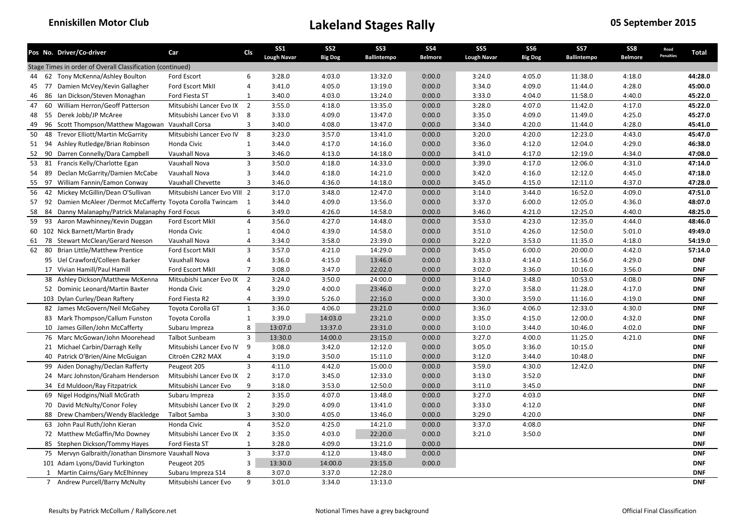Enniskillen Motor Club

# Lakeland Stages Rally

05 September 2015

| Pos | No. | Driver/Co-driver | Car | Cls | SS1 Lough Navar | SS2 Big Dog | SS3 Ballintempo | SS4 Belmore | SS5 Lough Navar | SS6 Big Dog | SS7 Ballintempo | SS8 Belmore | Road Penalties | Total |
|---|---|---|---|---|---|---|---|---|---|---|---|---|---|---|
| Stage Times in order of Overall Classification (continued) | | | | | | | | | | | | | | |
| 44 | 62 | Tony McKenna/Ashley Boulton | Ford Escort | 6 | 3:28.0 | 4:03.0 | 13:32.0 | 0:00.0 | 3:24.0 | 4:05.0 | 11:38.0 | 4:18.0 | | **44:28.0** |
| 45 | 77 | Damien McVey/Kevin Gallagher | Ford Escort MkII | 4 | 3:41.0 | 4:05.0 | 13:19.0 | 0:00.0 | 3:34.0 | 4:09.0 | 11:44.0 | 4:28.0 | | **45:00.0** |
| 46 | 86 | Ian Dickson/Steven Monaghan | Ford Fiesta ST | 1 | 3:40.0 | 4:03.0 | 13:24.0 | 0:00.0 | 3:33.0 | 4:04.0 | 11:58.0 | 4:40.0 | | **45:22.0** |
| 47 | 60 | William Herron/Geoff Patterson | Mitsubishi Lancer Evo IX | 2 | 3:55.0 | 4:18.0 | 13:35.0 | 0:00.0 | 3:28.0 | 4:07.0 | 11:42.0 | 4:17.0 | | **45:22.0** |
| 48 | 55 | Derek Jobb/JP McAree | Mitsubishi Lancer Evo VI | 8 | 3:33.0 | 4:09.0 | 13:47.0 | 0:00.0 | 3:35.0 | 4:09.0 | 11:49.0 | 4:25.0 | | **45:27.0** |
| 49 | 96 | Scott Thompson/Matthew Magowan | Vauxhall Corsa | 3 | 3:40.0 | 4:08.0 | 13:47.0 | 0:00.0 | 3:34.0 | 4:20.0 | 11:44.0 | 4:28.0 | | **45:41.0** |
| 50 | 48 | Trevor Elliott/Martin McGarrity | Mitsubishi Lancer Evo IV | 8 | 3:23.0 | 3:57.0 | 13:41.0 | 0:00.0 | 3:20.0 | 4:20.0 | 12:23.0 | 4:43.0 | | **45:47.0** |
| 51 | 94 | Ashley Rutledge/Brian Robinson | Honda Civic | 1 | 3:44.0 | 4:17.0 | 14:16.0 | 0:00.0 | 3:36.0 | 4:12.0 | 12:04.0 | 4:29.0 | | **46:38.0** |
| 52 | 90 | Darren Connelly/Dara Campbell | Vauxhall Nova | 3 | 3:46.0 | 4:13.0 | 14:18.0 | 0:00.0 | 3:41.0 | 4:17.0 | 12:19.0 | 4:34.0 | | **47:08.0** |
| 53 | 81 | Francis Kelly/Charlotte Egan | Vauxhall Nova | 3 | 3:50.0 | 4:18.0 | 14:33.0 | 0:00.0 | 3:39.0 | 4:17.0 | 12:06.0 | 4:31.0 | | **47:14.0** |
| 54 | 89 | Declan McGarrity/Damien McCabe | Vauxhall Nova | 3 | 3:44.0 | 4:18.0 | 14:21.0 | 0:00.0 | 3:42.0 | 4:16.0 | 12:12.0 | 4:45.0 | | **47:18.0** |
| 55 | 97 | William Fannin/Eamon Conway | Vauxhall Chevette | 3 | 3:46.0 | 4:36.0 | 14:18.0 | 0:00.0 | 3:45.0 | 4:15.0 | 12:11.0 | 4:37.0 | | **47:28.0** |
| 56 | 42 | Mickey McGillin/Dean O'Sullivan | Mitsubishi Lancer Evo VIII | 2 | 3:17.0 | 3:48.0 | 12:47.0 | 0:00.0 | 3:14.0 | 3:44.0 | 16:52.0 | 4:09.0 | | **47:51.0** |
| 57 | 92 | Damien McAleer /Dermot McCafferty | Toyota Corolla Twincam | 1 | 3:44.0 | 4:09.0 | 13:56.0 | 0:00.0 | 3:37.0 | 6:00.0 | 12:05.0 | 4:36.0 | | **48:07.0** |
| 58 | 84 | Danny Malanaphy/Patrick Malanaphy | Ford Focus | 6 | 3:49.0 | 4:26.0 | 14:58.0 | 0:00.0 | 3:46.0 | 4:21.0 | 12:25.0 | 4:40.0 | | **48:25.0** |
| 59 | 93 | Aaron Mawhinney/Kevin Duggan | Ford Escort MkII | 4 | 3:56.0 | 4:27.0 | 14:48.0 | 0:00.0 | 3:53.0 | 4:23.0 | 12:35.0 | 4:44.0 | | **48:46.0** |
| 60 | 102 | Nick Barnett/Martin Brady | Honda Civic | 1 | 4:04.0 | 4:39.0 | 14:58.0 | 0:00.0 | 3:51.0 | 4:26.0 | 12:50.0 | 5:01.0 | | **49:49.0** |
| 61 | 78 | Stewart McClean/Gerard Neeson | Vauxhall Nova | 4 | 3:34.0 | 3:58.0 | 23:39.0 | 0:00.0 | 3:22.0 | 3:53.0 | 11:35.0 | 4:18.0 | | **54:19.0** |
| 62 | 80 | Brian Little/Matthew Prentice | Ford Escort MkII | 3 | 3:57.0 | 4:21.0 | 14:29.0 | 0:00.0 | 3:45.0 | 6:00.0 | 20:00.0 | 4:42.0 | | **57:14.0** |
| | 95 | Uel Crawford/Colleen Barker | Vauxhall Nova | 4 | 3:36.0 | 4:15.0 | 13:46.0 | 0:00.0 | 3:33.0 | 4:14.0 | 11:56.0 | 4:29.0 | | **DNF** |
| | 17 | Vivian Hamill/Paul Hamill | Ford Escort MkII | 7 | 3:08.0 | 3:47.0 | 22:02.0 | 0:00.0 | 3:02.0 | 3:36.0 | 10:16.0 | 3:56.0 | | **DNF** |
| | 38 | Ashley Dickson/Matthew McKenna | Mitsubishi Lancer Evo IX | 2 | 3:24.0 | 3:50.0 | 24:00.0 | 0:00.0 | 3:14.0 | 3:48.0 | 10:53.0 | 4:08.0 | | **DNF** |
| | 52 | Dominic Leonard/Martin Baxter | Honda Civic | 4 | 3:29.0 | 4:00.0 | 23:46.0 | 0:00.0 | 3:27.0 | 3:58.0 | 11:28.0 | 4:17.0 | | **DNF** |
| | 103 | Dylan Curley/Dean Raftery | Ford Fiesta R2 | 4 | 3:39.0 | 5:26.0 | 22:16.0 | 0:00.0 | 3:30.0 | 3:59.0 | 11:16.0 | 4:19.0 | | **DNF** |
| | 82 | James McGovern/Neil McGahey | Toyota Corolla GT | 1 | 3:36.0 | 4:06.0 | 23:21.0 | 0:00.0 | 3:36.0 | 4:06.0 | 12:33.0 | 4:30.0 | | **DNF** |
| | 83 | Mark Thompson/Callum Funston | Toyota Corolla | 1 | 3:39.0 | 14:03.0 | 23:21.0 | 0:00.0 | 3:35.0 | 4:15.0 | 12:00.0 | 4:32.0 | | **DNF** |
| | 10 | James Gillen/John McCafferty | Subaru Impreza | 8 | 13:07.0 | 13:37.0 | 23:31.0 | 0:00.0 | 3:10.0 | 3:44.0 | 10:46.0 | 4:02.0 | | **DNF** |
| | 76 | Marc McGowan/John Moorehead | Talbot Sunbeam | 3 | 13:30.0 | 14:00.0 | 23:15.0 | 0:00.0 | 3:27.0 | 4:00.0 | 11:25.0 | 4:21.0 | | **DNF** |
| | 21 | Michael Carbin/Darragh Kelly | Mitsubishi Lancer Evo IV | 9 | 3:08.0 | 3:42.0 | 12:12.0 | 0:00.0 | 3:05.0 | 3:36.0 | 10:15.0 | | | **DNF** |
| | 40 | Patrick O'Brien/Aine McGuigan | Citroën C2R2 MAX | 4 | 3:19.0 | 3:50.0 | 15:11.0 | 0:00.0 | 3:12.0 | 3:44.0 | 10:48.0 | | | **DNF** |
| | 99 | Aiden Donaghy/Declan Rafferty | Peugeot 205 | 3 | 4:11.0 | 4:42.0 | 15:00.0 | 0:00.0 | 3:59.0 | 4:30.0 | 12:42.0 | | | **DNF** |
| | 24 | Marc Johnston/Graham Henderson | Mitsubishi Lancer Evo IX | 2 | 3:17.0 | 3:45.0 | 12:33.0 | 0:00.0 | 3:13.0 | 3:52.0 | | | | **DNF** |
| | 34 | Ed Muldoon/Ray Fitzpatrick | Mitsubishi Lancer Evo | 9 | 3:18.0 | 3:53.0 | 12:50.0 | 0:00.0 | 3:11.0 | 3:45.0 | | | | **DNF** |
| | 69 | Nigel Hodgins/Niall McGrath | Subaru Impreza | 2 | 3:35.0 | 4:07.0 | 13:48.0 | 0:00.0 | 3:27.0 | 4:03.0 | | | | **DNF** |
| | 70 | David McNulty/Conor Foley | Mitsubishi Lancer Evo IX | 2 | 3:29.0 | 4:09.0 | 13:41.0 | 0:00.0 | 3:33.0 | 4:12.0 | | | | **DNF** |
| | 88 | Drew Chambers/Wendy Blackledge | Talbot Samba | 3 | 3:30.0 | 4:05.0 | 13:46.0 | 0:00.0 | 3:29.0 | 4:20.0 | | | | **DNF** |
| | 63 | John Paul Ruth/John Kieran | Honda Civic | 4 | 3:52.0 | 4:25.0 | 14:21.0 | 0:00.0 | 3:37.0 | 4:08.0 | | | | **DNF** |
| | 72 | Matthew McGaffin/Mo Downey | Mitsubishi Lancer Evo IX | 2 | 3:35.0 | 4:03.0 | 22:20.0 | 0:00.0 | 3:21.0 | 3:50.0 | | | | **DNF** |
| | 85 | Stephen Dickson/Tommy Hayes | Ford Fiesta ST | 1 | 3:28.0 | 4:09.0 | 13:21.0 | 0:00.0 | | | | | | **DNF** |
| | 75 | Mervyn Galbraith/Jonathan Dinsmore | Vauxhall Nova | 3 | 3:37.0 | 4:12.0 | 13:48.0 | 0:00.0 | | | | | | **DNF** |
| | 101 | Adam Lyons/David Turkington | Peugeot 205 | 3 | 13:30.0 | 14:00.0 | 23:15.0 | 0:00.0 | | | | | | **DNF** |
| | 1 | Martin Cairns/Gary McElhinney | Subaru Impreza S14 | 8 | 3:07.0 | 3:37.0 | 12:28.0 | | | | | | | **DNF** |
| | 7 | Andrew Purcell/Barry McNulty | Mitsubishi Lancer Evo | 9 | 3:01.0 | 3:34.0 | 13:13.0 | | | | | | | **DNF** |

Results by Patrick McCollum / RallyScore.net

Notional Times have a grey background

Official Final Classification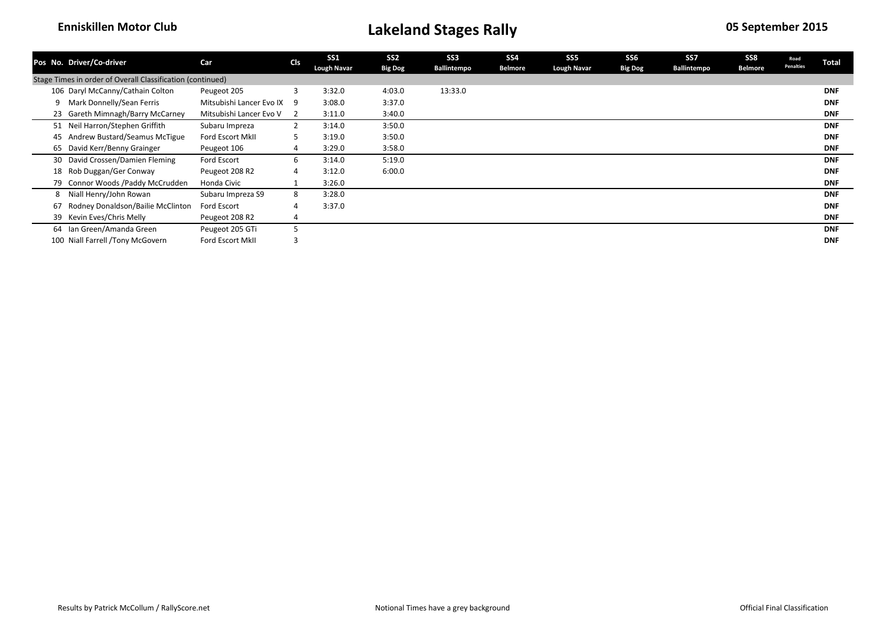**Enniskillen Motor Club**

# Lakeland Stages Rally

**05 September 2015**

| Pos | No. | Driver/Co-driver | Car | Cls | SS1 Lough Navar | SS2 Big Dog | SS3 Ballintempo | SS4 Belmore | SS5 Lough Navar | SS6 Big Dog | SS7 Ballintempo | SS8 Belmore | Road Penalties | Total |
|---|---|---|---|---|---|---|---|---|---|---|---|---|---|---|
| Stage Times in order of Overall Classification (continued) | | | | | | | | | | | | | | |
| | 106 | Daryl McCanny/Cathain Colton | Peugeot 205 | 3 | 3:32.0 | 4:03.0 | 13:33.0 | | | | | | | **DNF** |
| | 9 | Mark Donnelly/Sean Ferris | Mitsubishi Lancer Evo IX | 9 | 3:08.0 | 3:37.0 | | | | | | | | **DNF** |
| | 23 | Gareth Mimnagh/Barry McCarney | Mitsubishi Lancer Evo V | 2 | 3:11.0 | 3:40.0 | | | | | | | | **DNF** |
| | 51 | Neil Harron/Stephen Griffith | Subaru Impreza | 2 | 3:14.0 | 3:50.0 | | | | | | | | **DNF** |
| | 45 | Andrew Bustard/Seamus McTigue | Ford Escort MkII | 5 | 3:19.0 | 3:50.0 | | | | | | | | **DNF** |
| | 65 | David Kerr/Benny Grainger | Peugeot 106 | 4 | 3:29.0 | 3:58.0 | | | | | | | | **DNF** |
| | 30 | David Crossen/Damien Fleming | Ford Escort | 6 | 3:14.0 | 5:19.0 | | | | | | | | **DNF** |
| | 18 | Rob Duggan/Ger Conway | Peugeot 208 R2 | 4 | 3:12.0 | 6:00.0 | | | | | | | | **DNF** |
| | 79 | Connor Woods /Paddy McCrudden | Honda Civic | 1 | 3:26.0 | | | | | | | | | **DNF** |
| | 8 | Niall Henry/John Rowan | Subaru Impreza S9 | 8 | 3:28.0 | | | | | | | | | **DNF** |
| | 67 | Rodney Donaldson/Bailie McClinton | Ford Escort | 4 | 3:37.0 | | | | | | | | | **DNF** |
| | 39 | Kevin Eves/Chris Melly | Peugeot 208 R2 | 4 | | | | | | | | | | **DNF** |
| | 64 | Ian Green/Amanda Green | Peugeot 205 GTi | 5 | | | | | | | | | | **DNF** |
| | 100 | Niall Farrell /Tony McGovern | Ford Escort MkII | 3 | | | | | | | | | | **DNF** |

Results by Patrick McCollum / RallyScore.net

Notional Times have a grey background

Official Final Classification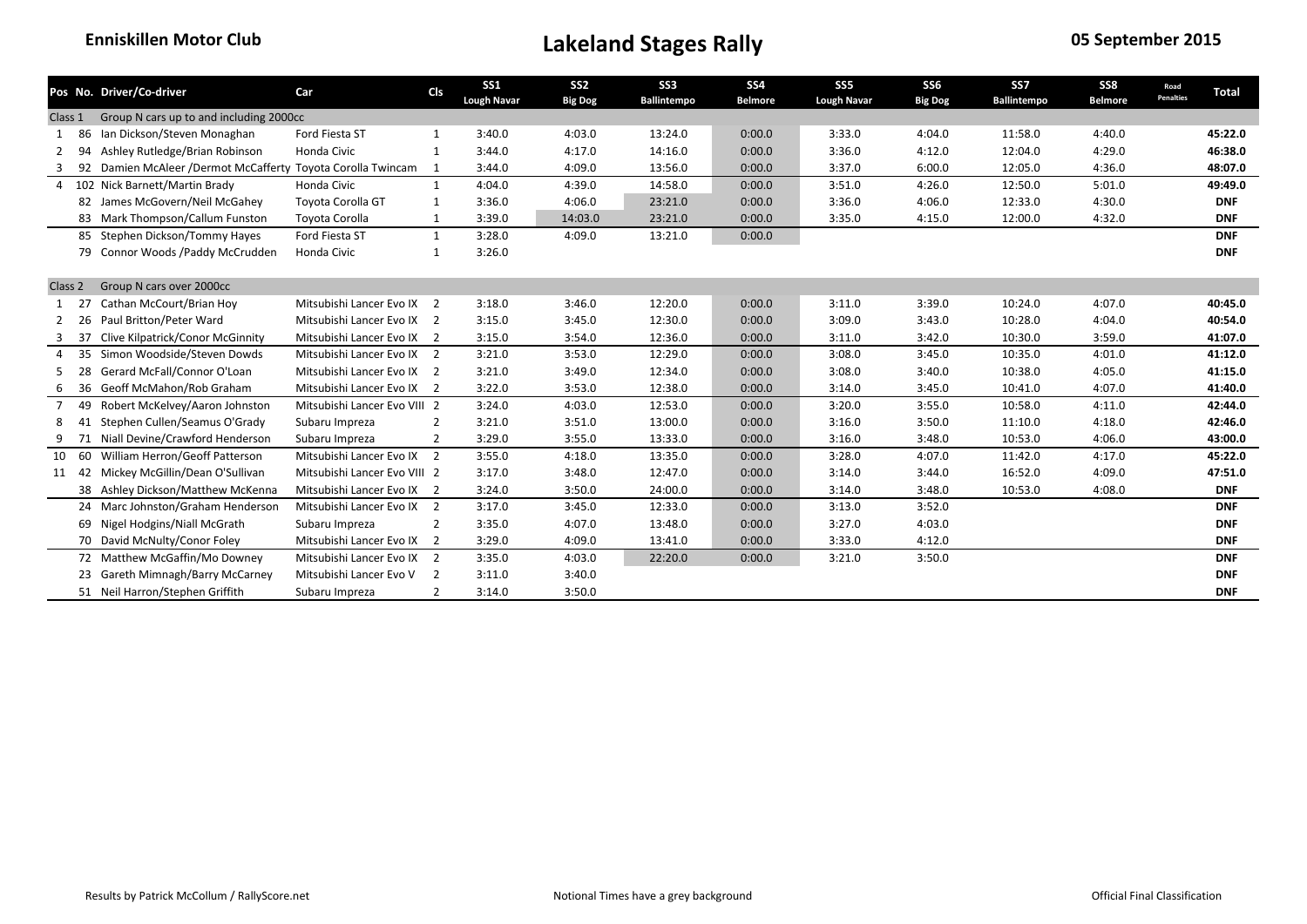**Enniskillen Motor Club** | **Lakeland Stages Rally** | **05 September 2015**

| Pos | No. | Driver/Co-driver | Car | Cls | SS1 Lough Navar | SS2 Big Dog | SS3 Ballintempo | SS4 Belmore | SS5 Lough Navar | SS6 Big Dog | SS7 Ballintempo | SS8 Belmore | Road Penalties | Total |
|---|---|---|---|---|---|---|---|---|---|---|---|---|---|---|
| Class 1 | | Group N cars up to and including 2000cc | | | | | | | | | | | | |
| 1 | 86 | Ian Dickson/Steven Monaghan | Ford Fiesta ST | 1 | 3:40.0 | 4:03.0 | 13:24.0 | 0:00.0 | 3:33.0 | 4:04.0 | 11:58.0 | 4:40.0 | | **45:22.0** |
| 2 | 94 | Ashley Rutledge/Brian Robinson | Honda Civic | 1 | 3:44.0 | 4:17.0 | 14:16.0 | 0:00.0 | 3:36.0 | 4:12.0 | 12:04.0 | 4:29.0 | | **46:38.0** |
| 3 | 92 | Damien McAleer /Dermot McCafferty | Toyota Corolla Twincam | 1 | 3:44.0 | 4:09.0 | 13:56.0 | 0:00.0 | 3:37.0 | 6:00.0 | 12:05.0 | 4:36.0 | | **48:07.0** |
| 4 | 102 | Nick Barnett/Martin Brady | Honda Civic | 1 | 4:04.0 | 4:39.0 | 14:58.0 | 0:00.0 | 3:51.0 | 4:26.0 | 12:50.0 | 5:01.0 | | **49:49.0** |
| | 82 | James McGovern/Neil McGahey | Toyota Corolla GT | 1 | 3:36.0 | 4:06.0 | 23:21.0 | 0:00.0 | 3:36.0 | 4:06.0 | 12:33.0 | 4:30.0 | | **DNF** |
| | 83 | Mark Thompson/Callum Funston | Toyota Corolla | 1 | 3:39.0 | 14:03.0 | 23:21.0 | 0:00.0 | 3:35.0 | 4:15.0 | 12:00.0 | 4:32.0 | | **DNF** |
| | 85 | Stephen Dickson/Tommy Hayes | Ford Fiesta ST | 1 | 3:28.0 | 4:09.0 | 13:21.0 | 0:00.0 | | | | | | **DNF** |
| | 79 | Connor Woods /Paddy McCrudden | Honda Civic | 1 | 3:26.0 | | | | | | | | | **DNF** |
| Class 2 | | Group N cars over 2000cc | | | | | | | | | | | | |
| 1 | 27 | Cathan McCourt/Brian Hoy | Mitsubishi Lancer Evo IX | 2 | 3:18.0 | 3:46.0 | 12:20.0 | 0:00.0 | 3:11.0 | 3:39.0 | 10:24.0 | 4:07.0 | | **40:45.0** |
| 2 | 26 | Paul Britton/Peter Ward | Mitsubishi Lancer Evo IX | 2 | 3:15.0 | 3:45.0 | 12:30.0 | 0:00.0 | 3:09.0 | 3:43.0 | 10:28.0 | 4:04.0 | | **40:54.0** |
| 3 | 37 | Clive Kilpatrick/Conor McGinnity | Mitsubishi Lancer Evo IX | 2 | 3:15.0 | 3:54.0 | 12:36.0 | 0:00.0 | 3:11.0 | 3:42.0 | 10:30.0 | 3:59.0 | | **41:07.0** |
| 4 | 35 | Simon Woodside/Steven Dowds | Mitsubishi Lancer Evo IX | 2 | 3:21.0 | 3:53.0 | 12:29.0 | 0:00.0 | 3:08.0 | 3:45.0 | 10:35.0 | 4:01.0 | | **41:12.0** |
| 5 | 28 | Gerard McFall/Connor O'Loan | Mitsubishi Lancer Evo IX | 2 | 3:21.0 | 3:49.0 | 12:34.0 | 0:00.0 | 3:08.0 | 3:40.0 | 10:38.0 | 4:05.0 | | **41:15.0** |
| 6 | 36 | Geoff McMahon/Rob Graham | Mitsubishi Lancer Evo IX | 2 | 3:22.0 | 3:53.0 | 12:38.0 | 0:00.0 | 3:14.0 | 3:45.0 | 10:41.0 | 4:07.0 | | **41:40.0** |
| 7 | 49 | Robert McKelvey/Aaron Johnston | Mitsubishi Lancer Evo VIII | 2 | 3:24.0 | 4:03.0 | 12:53.0 | 0:00.0 | 3:20.0 | 3:55.0 | 10:58.0 | 4:11.0 | | **42:44.0** |
| 8 | 41 | Stephen Cullen/Seamus O'Grady | Subaru Impreza | 2 | 3:21.0 | 3:51.0 | 13:00.0 | 0:00.0 | 3:16.0 | 3:50.0 | 11:10.0 | 4:18.0 | | **42:46.0** |
| 9 | 71 | Niall Devine/Crawford Henderson | Subaru Impreza | 2 | 3:29.0 | 3:55.0 | 13:33.0 | 0:00.0 | 3:16.0 | 3:48.0 | 10:53.0 | 4:06.0 | | **43:00.0** |
| 10 | 60 | William Herron/Geoff Patterson | Mitsubishi Lancer Evo IX | 2 | 3:55.0 | 4:18.0 | 13:35.0 | 0:00.0 | 3:28.0 | 4:07.0 | 11:42.0 | 4:17.0 | | **45:22.0** |
| 11 | 42 | Mickey McGillin/Dean O'Sullivan | Mitsubishi Lancer Evo VIII | 2 | 3:17.0 | 3:48.0 | 12:47.0 | 0:00.0 | 3:14.0 | 3:44.0 | 16:52.0 | 4:09.0 | | **47:51.0** |
| | 38 | Ashley Dickson/Matthew McKenna | Mitsubishi Lancer Evo IX | 2 | 3:24.0 | 3:50.0 | 24:00.0 | 0:00.0 | 3:14.0 | 3:48.0 | 10:53.0 | 4:08.0 | | **DNF** |
| | 24 | Marc Johnston/Graham Henderson | Mitsubishi Lancer Evo IX | 2 | 3:17.0 | 3:45.0 | 12:33.0 | 0:00.0 | 3:13.0 | 3:52.0 | | | | **DNF** |
| | 69 | Nigel Hodgins/Niall McGrath | Subaru Impreza | 2 | 3:35.0 | 4:07.0 | 13:48.0 | 0:00.0 | 3:27.0 | 4:03.0 | | | | **DNF** |
| | 70 | David McNulty/Conor Foley | Mitsubishi Lancer Evo IX | 2 | 3:29.0 | 4:09.0 | 13:41.0 | 0:00.0 | 3:33.0 | 4:12.0 | | | | **DNF** |
| | 72 | Matthew McGaffin/Mo Downey | Mitsubishi Lancer Evo IX | 2 | 3:35.0 | 4:03.0 | 22:20.0 | 0:00.0 | 3:21.0 | 3:50.0 | | | | **DNF** |
| | 23 | Gareth Mimnagh/Barry McCarney | Mitsubishi Lancer Evo V | 2 | 3:11.0 | 3:40.0 | | | | | | | | **DNF** |
| | 51 | Neil Harron/Stephen Griffith | Subaru Impreza | 2 | 3:14.0 | 3:50.0 | | | | | | | | **DNF** |

Results by Patrick McCollum / RallyScore.net — Notional Times have a grey background — Official Final Classification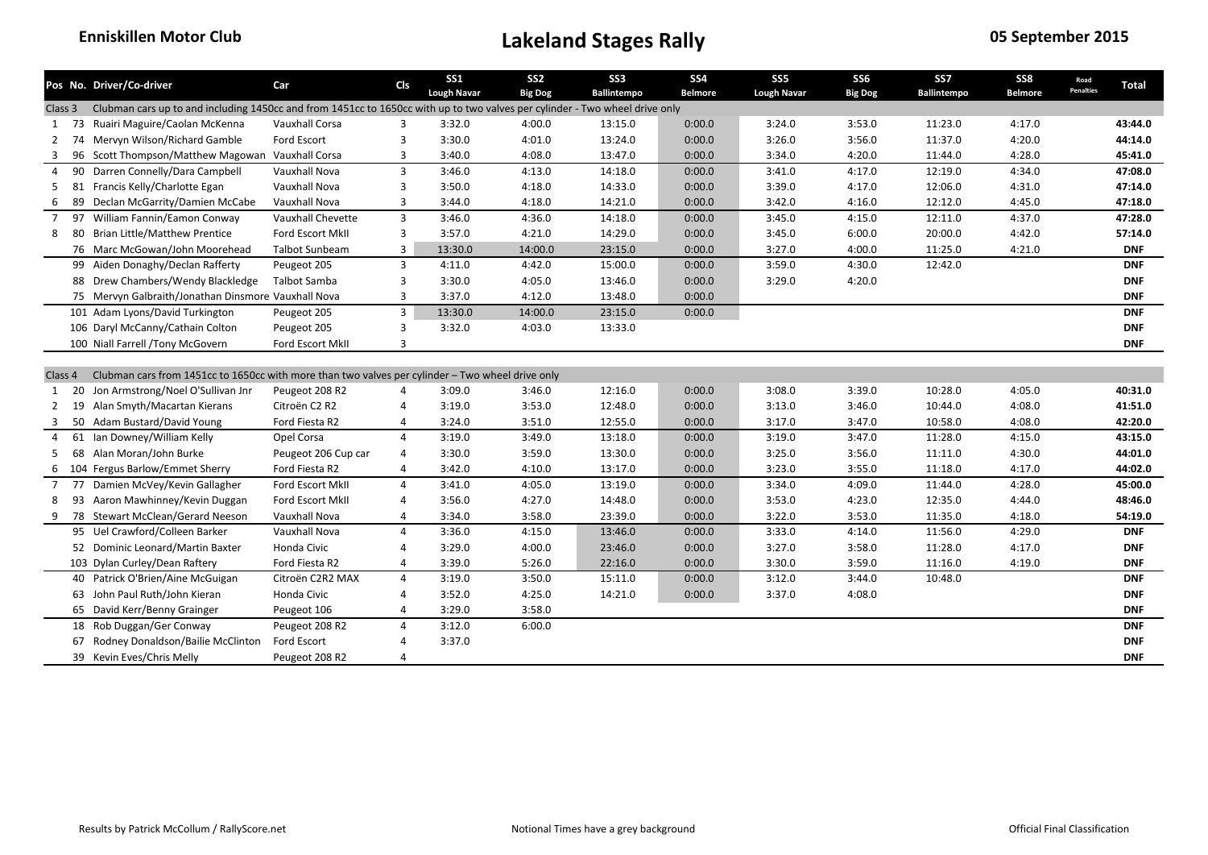**Enniskillen Motor Club**

# Lakeland Stages Rally

**05 September 2015**

| Pos | No. | Driver/Co-driver | Car | Cls | SS1 Lough Navar | SS2 Big Dog | SS3 Ballintempo | SS4 Belmore | SS5 Lough Navar | SS6 Big Dog | SS7 Ballintempo | SS8 Belmore | Road Penalties | Total |
|---|---|---|---|---|---|---|---|---|---|---|---|---|---|---|
| Class 3 | | Clubman cars up to and including 1450cc and from 1451cc to 1650cc with up to two valves per cylinder - Two wheel drive only | | | | | | | | | | | | |
| 1 | 73 | Ruairi Maguire/Caolan McKenna | Vauxhall Corsa | 3 | 3:32.0 | 4:00.0 | 13:15.0 | 0:00.0 | 3:24.0 | 3:53.0 | 11:23.0 | 4:17.0 | | **43:44.0** |
| 2 | 74 | Mervyn Wilson/Richard Gamble | Ford Escort | 3 | 3:30.0 | 4:01.0 | 13:24.0 | 0:00.0 | 3:26.0 | 3:56.0 | 11:37.0 | 4:20.0 | | **44:14.0** |
| 3 | 96 | Scott Thompson/Matthew Magowan | Vauxhall Corsa | 3 | 3:40.0 | 4:08.0 | 13:47.0 | 0:00.0 | 3:34.0 | 4:20.0 | 11:44.0 | 4:28.0 | | **45:41.0** |
| 4 | 90 | Darren Connelly/Dara Campbell | Vauxhall Nova | 3 | 3:46.0 | 4:13.0 | 14:18.0 | 0:00.0 | 3:41.0 | 4:17.0 | 12:19.0 | 4:34.0 | | **47:08.0** |
| 5 | 81 | Francis Kelly/Charlotte Egan | Vauxhall Nova | 3 | 3:50.0 | 4:18.0 | 14:33.0 | 0:00.0 | 3:39.0 | 4:17.0 | 12:06.0 | 4:31.0 | | **47:14.0** |
| 6 | 89 | Declan McGarrity/Damien McCabe | Vauxhall Nova | 3 | 3:44.0 | 4:18.0 | 14:21.0 | 0:00.0 | 3:42.0 | 4:16.0 | 12:12.0 | 4:45.0 | | **47:18.0** |
| 7 | 97 | William Fannin/Eamon Conway | Vauxhall Chevette | 3 | 3:46.0 | 4:36.0 | 14:18.0 | 0:00.0 | 3:45.0 | 4:15.0 | 12:11.0 | 4:37.0 | | **47:28.0** |
| 8 | 80 | Brian Little/Matthew Prentice | Ford Escort MkII | 3 | 3:57.0 | 4:21.0 | 14:29.0 | 0:00.0 | 3:45.0 | 6:00.0 | 20:00.0 | 4:42.0 | | **57:14.0** |
| | 76 | Marc McGowan/John Moorehead | Talbot Sunbeam | 3 | 13:30.0 | 14:00.0 | 23:15.0 | 0:00.0 | 3:27.0 | 4:00.0 | 11:25.0 | 4:21.0 | | **DNF** |
| | 99 | Aiden Donaghy/Declan Rafferty | Peugeot 205 | 3 | 4:11.0 | 4:42.0 | 15:00.0 | 0:00.0 | 3:59.0 | 4:30.0 | 12:42.0 | | | **DNF** |
| | 88 | Drew Chambers/Wendy Blackledge | Talbot Samba | 3 | 3:30.0 | 4:05.0 | 13:46.0 | 0:00.0 | 3:29.0 | 4:20.0 | | | | **DNF** |
| | 75 | Mervyn Galbraith/Jonathan Dinsmore | Vauxhall Nova | 3 | 3:37.0 | 4:12.0 | 13:48.0 | 0:00.0 | | | | | | **DNF** |
| | 101 | Adam Lyons/David Turkington | Peugeot 205 | 3 | 13:30.0 | 14:00.0 | 23:15.0 | 0:00.0 | | | | | | **DNF** |
| | 106 | Daryl McCanny/Cathain Colton | Peugeot 205 | 3 | 3:32.0 | 4:03.0 | 13:33.0 | | | | | | | **DNF** |
| | 100 | Niall Farrell /Tony McGovern | Ford Escort MkII | 3 | | | | | | | | | | **DNF** |
| Class 4 | | Clubman cars from 1451cc to 1650cc with more than two valves per cylinder – Two wheel drive only | | | | | | | | | | | | |
| 1 | 20 | Jon Armstrong/Noel O'Sullivan Jnr | Peugeot 208 R2 | 4 | 3:09.0 | 3:46.0 | 12:16.0 | 0:00.0 | 3:08.0 | 3:39.0 | 10:28.0 | 4:05.0 | | **40:31.0** |
| 2 | 19 | Alan Smyth/Macartan Kierans | Citroën C2 R2 | 4 | 3:19.0 | 3:53.0 | 12:48.0 | 0:00.0 | 3:13.0 | 3:46.0 | 10:44.0 | 4:08.0 | | **41:51.0** |
| 3 | 50 | Adam Bustard/David Young | Ford Fiesta R2 | 4 | 3:24.0 | 3:51.0 | 12:55.0 | 0:00.0 | 3:17.0 | 3:47.0 | 10:58.0 | 4:08.0 | | **42:20.0** |
| 4 | 61 | Ian Downey/William Kelly | Opel Corsa | 4 | 3:19.0 | 3:49.0 | 13:18.0 | 0:00.0 | 3:19.0 | 3:47.0 | 11:28.0 | 4:15.0 | | **43:15.0** |
| 5 | 68 | Alan Moran/John Burke | Peugeot 206 Cup car | 4 | 3:30.0 | 3:59.0 | 13:30.0 | 0:00.0 | 3:25.0 | 3:56.0 | 11:11.0 | 4:30.0 | | **44:01.0** |
| 6 | 104 | Fergus Barlow/Emmet Sherry | Ford Fiesta R2 | 4 | 3:42.0 | 4:10.0 | 13:17.0 | 0:00.0 | 3:23.0 | 3:55.0 | 11:18.0 | 4:17.0 | | **44:02.0** |
| 7 | 77 | Damien McVey/Kevin Gallagher | Ford Escort MkII | 4 | 3:41.0 | 4:05.0 | 13:19.0 | 0:00.0 | 3:34.0 | 4:09.0 | 11:44.0 | 4:28.0 | | **45:00.0** |
| 8 | 93 | Aaron Mawhinney/Kevin Duggan | Ford Escort MkII | 4 | 3:56.0 | 4:27.0 | 14:48.0 | 0:00.0 | 3:53.0 | 4:23.0 | 12:35.0 | 4:44.0 | | **48:46.0** |
| 9 | 78 | Stewart McClean/Gerard Neeson | Vauxhall Nova | 4 | 3:34.0 | 3:58.0 | 23:39.0 | 0:00.0 | 3:22.0 | 3:53.0 | 11:35.0 | 4:18.0 | | **54:19.0** |
| | 95 | Uel Crawford/Colleen Barker | Vauxhall Nova | 4 | 3:36.0 | 4:15.0 | 13:46.0 | 0:00.0 | 3:33.0 | 4:14.0 | 11:56.0 | 4:29.0 | | **DNF** |
| | 52 | Dominic Leonard/Martin Baxter | Honda Civic | 4 | 3:29.0 | 4:00.0 | 23:46.0 | 0:00.0 | 3:27.0 | 3:58.0 | 11:28.0 | 4:17.0 | | **DNF** |
| | 103 | Dylan Curley/Dean Raftery | Ford Fiesta R2 | 4 | 3:39.0 | 5:26.0 | 22:16.0 | 0:00.0 | 3:30.0 | 3:59.0 | 11:16.0 | 4:19.0 | | **DNF** |
| | 40 | Patrick O'Brien/Aine McGuigan | Citroën C2R2 MAX | 4 | 3:19.0 | 3:50.0 | 15:11.0 | 0:00.0 | 3:12.0 | 3:44.0 | 10:48.0 | | | **DNF** |
| | 63 | John Paul Ruth/John Kieran | Honda Civic | 4 | 3:52.0 | 4:25.0 | 14:21.0 | 0:00.0 | 3:37.0 | 4:08.0 | | | | **DNF** |
| | 65 | David Kerr/Benny Grainger | Peugeot 106 | 4 | 3:29.0 | 3:58.0 | | | | | | | | **DNF** |
| | 18 | Rob Duggan/Ger Conway | Peugeot 208 R2 | 4 | 3:12.0 | 6:00.0 | | | | | | | | **DNF** |
| | 67 | Rodney Donaldson/Bailie McClinton | Ford Escort | 4 | 3:37.0 | | | | | | | | | **DNF** |
| | 39 | Kevin Eves/Chris Melly | Peugeot 208 R2 | 4 | | | | | | | | | | **DNF** |

Results by Patrick McCollum / RallyScore.net

Notional Times have a grey background

Official Final Classification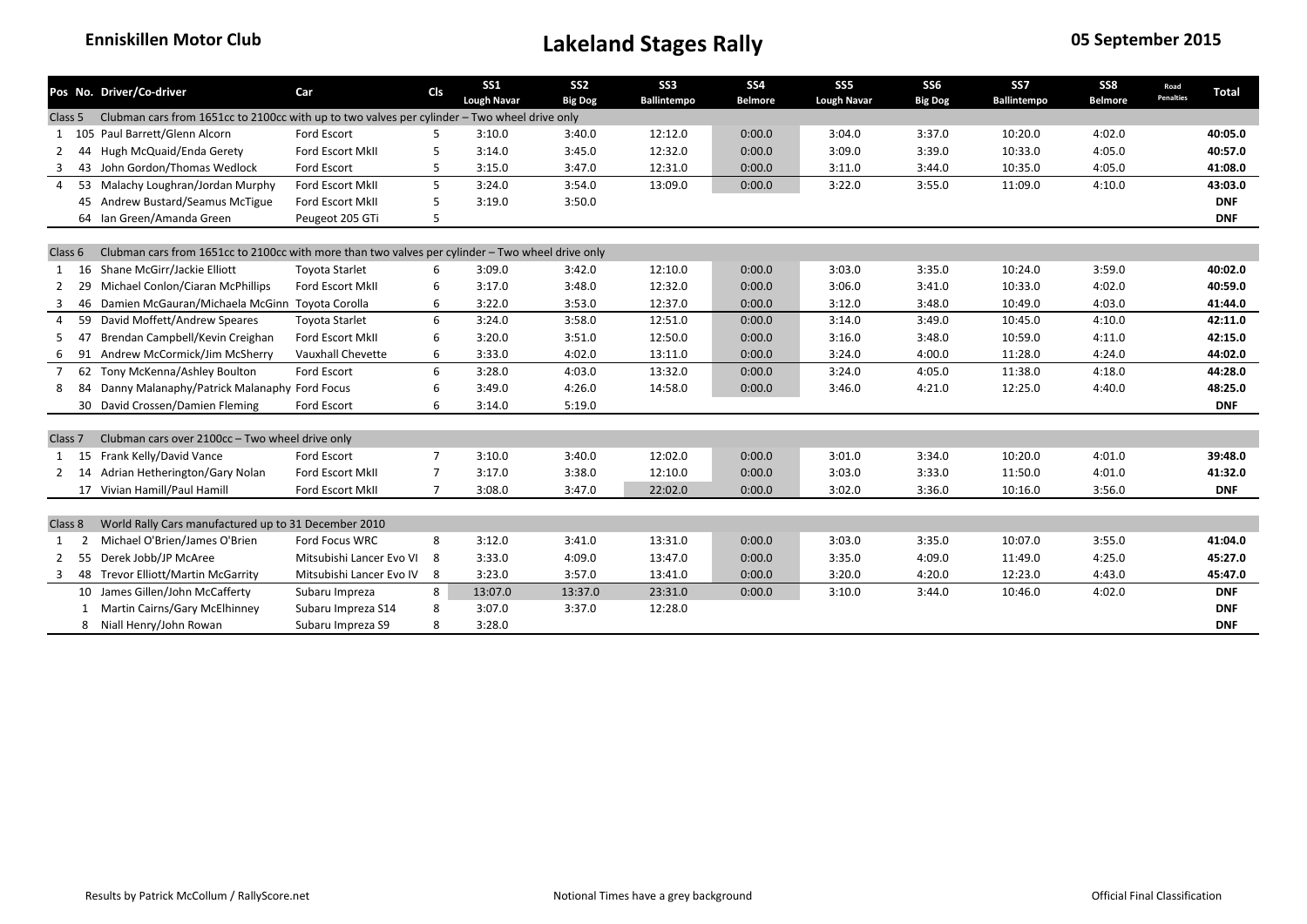**Enniskillen Motor Club**

# Lakeland Stages Rally

**05 September 2015**

| Pos | No. | Driver/Co-driver | Car | Cls | SS1 Lough Navar | SS2 Big Dog | SS3 Ballintempo | SS4 Belmore | SS5 Lough Navar | SS6 Big Dog | SS7 Ballintempo | SS8 Belmore | Road Penalties | Total |
|---|---|---|---|---|---|---|---|---|---|---|---|---|---|---|
| Class 5 | | Clubman cars from 1651cc to 2100cc with up to two valves per cylinder – Two wheel drive only | | | | | | | | | | | | |
| 1 | 105 | Paul Barrett/Glenn Alcorn | Ford Escort | 5 | 3:10.0 | 3:40.0 | 12:12.0 | 0:00.0 | 3:04.0 | 3:37.0 | 10:20.0 | 4:02.0 | | **40:05.0** |
| 2 | 44 | Hugh McQuaid/Enda Gerety | Ford Escort MkII | 5 | 3:14.0 | 3:45.0 | 12:32.0 | 0:00.0 | 3:09.0 | 3:39.0 | 10:33.0 | 4:05.0 | | **40:57.0** |
| 3 | 43 | John Gordon/Thomas Wedlock | Ford Escort | 5 | 3:15.0 | 3:47.0 | 12:31.0 | 0:00.0 | 3:11.0 | 3:44.0 | 10:35.0 | 4:05.0 | | **41:08.0** |
| 4 | 53 | Malachy Loughran/Jordan Murphy | Ford Escort MkII | 5 | 3:24.0 | 3:54.0 | 13:09.0 | 0:00.0 | 3:22.0 | 3:55.0 | 11:09.0 | 4:10.0 | | **43:03.0** |
| | 45 | Andrew Bustard/Seamus McTigue | Ford Escort MkII | 5 | 3:19.0 | 3:50.0 | | | | | | | | **DNF** |
| | 64 | Ian Green/Amanda Green | Peugeot 205 GTi | 5 | | | | | | | | | | **DNF** |
| Class 6 | | Clubman cars from 1651cc to 2100cc with more than two valves per cylinder – Two wheel drive only | | | | | | | | | | | | |
| 1 | 16 | Shane McGirr/Jackie Elliott | Toyota Starlet | 6 | 3:09.0 | 3:42.0 | 12:10.0 | 0:00.0 | 3:03.0 | 3:35.0 | 10:24.0 | 3:59.0 | | **40:02.0** |
| 2 | 29 | Michael Conlon/Ciaran McPhillips | Ford Escort MkII | 6 | 3:17.0 | 3:48.0 | 12:32.0 | 0:00.0 | 3:06.0 | 3:41.0 | 10:33.0 | 4:02.0 | | **40:59.0** |
| 3 | 46 | Damien McGauran/Michaela McGinn | Toyota Corolla | 6 | 3:22.0 | 3:53.0 | 12:37.0 | 0:00.0 | 3:12.0 | 3:48.0 | 10:49.0 | 4:03.0 | | **41:44.0** |
| 4 | 59 | David Moffett/Andrew Speares | Toyota Starlet | 6 | 3:24.0 | 3:58.0 | 12:51.0 | 0:00.0 | 3:14.0 | 3:49.0 | 10:45.0 | 4:10.0 | | **42:11.0** |
| 5 | 47 | Brendan Campbell/Kevin Creighan | Ford Escort MkII | 6 | 3:20.0 | 3:51.0 | 12:50.0 | 0:00.0 | 3:16.0 | 3:48.0 | 10:59.0 | 4:11.0 | | **42:15.0** |
| 6 | 91 | Andrew McCormick/Jim McSherry | Vauxhall Chevette | 6 | 3:33.0 | 4:02.0 | 13:11.0 | 0:00.0 | 3:24.0 | 4:00.0 | 11:28.0 | 4:24.0 | | **44:02.0** |
| 7 | 62 | Tony McKenna/Ashley Boulton | Ford Escort | 6 | 3:28.0 | 4:03.0 | 13:32.0 | 0:00.0 | 3:24.0 | 4:05.0 | 11:38.0 | 4:18.0 | | **44:28.0** |
| 8 | 84 | Danny Malanaphy/Patrick Malanaphy | Ford Focus | 6 | 3:49.0 | 4:26.0 | 14:58.0 | 0:00.0 | 3:46.0 | 4:21.0 | 12:25.0 | 4:40.0 | | **48:25.0** |
| | 30 | David Crossen/Damien Fleming | Ford Escort | 6 | 3:14.0 | 5:19.0 | | | | | | | | **DNF** |
| Class 7 | | Clubman cars over 2100cc – Two wheel drive only | | | | | | | | | | | | |
| 1 | 15 | Frank Kelly/David Vance | Ford Escort | 7 | 3:10.0 | 3:40.0 | 12:02.0 | 0:00.0 | 3:01.0 | 3:34.0 | 10:20.0 | 4:01.0 | | **39:48.0** |
| 2 | 14 | Adrian Hetherington/Gary Nolan | Ford Escort MkII | 7 | 3:17.0 | 3:38.0 | 12:10.0 | 0:00.0 | 3:03.0 | 3:33.0 | 11:50.0 | 4:01.0 | | **41:32.0** |
| | 17 | Vivian Hamill/Paul Hamill | Ford Escort MkII | 7 | 3:08.0 | 3:47.0 | 22:02.0 | 0:00.0 | 3:02.0 | 3:36.0 | 10:16.0 | 3:56.0 | | **DNF** |
| Class 8 | | World Rally Cars manufactured up to 31 December 2010 | | | | | | | | | | | | |
| 1 | 2 | Michael O'Brien/James O'Brien | Ford Focus WRC | 8 | 3:12.0 | 3:41.0 | 13:31.0 | 0:00.0 | 3:03.0 | 3:35.0 | 10:07.0 | 3:55.0 | | **41:04.0** |
| 2 | 55 | Derek Jobb/JP McAree | Mitsubishi Lancer Evo VI | 8 | 3:33.0 | 4:09.0 | 13:47.0 | 0:00.0 | 3:35.0 | 4:09.0 | 11:49.0 | 4:25.0 | | **45:27.0** |
| 3 | 48 | Trevor Elliott/Martin McGarrity | Mitsubishi Lancer Evo IV | 8 | 3:23.0 | 3:57.0 | 13:41.0 | 0:00.0 | 3:20.0 | 4:20.0 | 12:23.0 | 4:43.0 | | **45:47.0** |
| | 10 | James Gillen/John McCafferty | Subaru Impreza | 8 | 13:07.0 | 13:37.0 | 23:31.0 | 0:00.0 | 3:10.0 | 3:44.0 | 10:46.0 | 4:02.0 | | **DNF** |
| | 1 | Martin Cairns/Gary McElhinney | Subaru Impreza S14 | 8 | 3:07.0 | 3:37.0 | 12:28.0 | | | | | | | **DNF** |
| | 8 | Niall Henry/John Rowan | Subaru Impreza S9 | 8 | 3:28.0 | | | | | | | | | **DNF** |

Results by Patrick McCollum / RallyScore.net

Notional Times have a grey background

Official Final Classification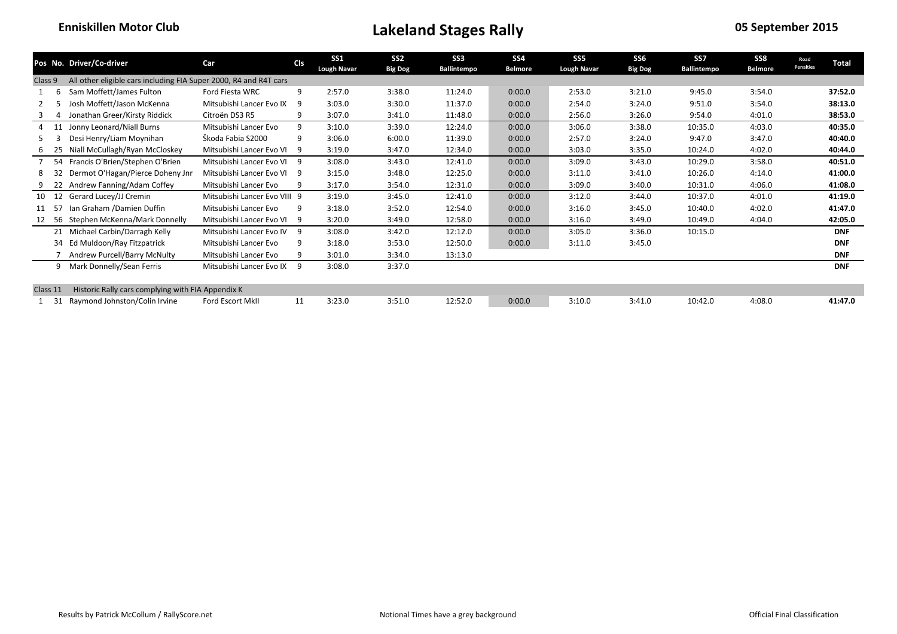**Enniskillen Motor Club**

# Lakeland Stages Rally

**05 September 2015**

| Pos | No. | Driver/Co-driver | Car | Cls | SS1 Lough Navar | SS2 Big Dog | SS3 Ballintempo | SS4 Belmore | SS5 Lough Navar | SS6 Big Dog | SS7 Ballintempo | SS8 Belmore | Road Penalties | Total |
|---|---|---|---|---|---|---|---|---|---|---|---|---|---|---|
| Class 9 | | All other eligible cars including FIA Super 2000, R4 and R4T cars | | | | | | | | | | | | |
| 1 | 6 | Sam Moffett/James Fulton | Ford Fiesta WRC | 9 | 2:57.0 | 3:38.0 | 11:24.0 | 0:00.0 | 2:53.0 | 3:21.0 | 9:45.0 | 3:54.0 | | **37:52.0** |
| 2 | 5 | Josh Moffett/Jason McKenna | Mitsubishi Lancer Evo IX | 9 | 3:03.0 | 3:30.0 | 11:37.0 | 0:00.0 | 2:54.0 | 3:24.0 | 9:51.0 | 3:54.0 | | **38:13.0** |
| 3 | 4 | Jonathan Greer/Kirsty Riddick | Citroën DS3 R5 | 9 | 3:07.0 | 3:41.0 | 11:48.0 | 0:00.0 | 2:56.0 | 3:26.0 | 9:54.0 | 4:01.0 | | **38:53.0** |
| 4 | 11 | Jonny Leonard/Niall Burns | Mitsubishi Lancer Evo | 9 | 3:10.0 | 3:39.0 | 12:24.0 | 0:00.0 | 3:06.0 | 3:38.0 | 10:35.0 | 4:03.0 | | **40:35.0** |
| 5 | 3 | Desi Henry/Liam Moynihan | Škoda Fabia S2000 | 9 | 3:06.0 | 6:00.0 | 11:39.0 | 0:00.0 | 2:57.0 | 3:24.0 | 9:47.0 | 3:47.0 | | **40:40.0** |
| 6 | 25 | Niall McCullagh/Ryan McCloskey | Mitsubishi Lancer Evo VI | 9 | 3:19.0 | 3:47.0 | 12:34.0 | 0:00.0 | 3:03.0 | 3:35.0 | 10:24.0 | 4:02.0 | | **40:44.0** |
| 7 | 54 | Francis O'Brien/Stephen O'Brien | Mitsubishi Lancer Evo VI | 9 | 3:08.0 | 3:43.0 | 12:41.0 | 0:00.0 | 3:09.0 | 3:43.0 | 10:29.0 | 3:58.0 | | **40:51.0** |
| 8 | 32 | Dermot O'Hagan/Pierce Doheny Jnr | Mitsubishi Lancer Evo VI | 9 | 3:15.0 | 3:48.0 | 12:25.0 | 0:00.0 | 3:11.0 | 3:41.0 | 10:26.0 | 4:14.0 | | **41:00.0** |
| 9 | 22 | Andrew Fanning/Adam Coffey | Mitsubishi Lancer Evo | 9 | 3:17.0 | 3:54.0 | 12:31.0 | 0:00.0 | 3:09.0 | 3:40.0 | 10:31.0 | 4:06.0 | | **41:08.0** |
| 10 | 12 | Gerard Lucey/JJ Cremin | Mitsubishi Lancer Evo VIII | 9 | 3:19.0 | 3:45.0 | 12:41.0 | 0:00.0 | 3:12.0 | 3:44.0 | 10:37.0 | 4:01.0 | | **41:19.0** |
| 11 | 57 | Ian Graham /Damien Duffin | Mitsubishi Lancer Evo | 9 | 3:18.0 | 3:52.0 | 12:54.0 | 0:00.0 | 3:16.0 | 3:45.0 | 10:40.0 | 4:02.0 | | **41:47.0** |
| 12 | 56 | Stephen McKenna/Mark Donnelly | Mitsubishi Lancer Evo VI | 9 | 3:20.0 | 3:49.0 | 12:58.0 | 0:00.0 | 3:16.0 | 3:49.0 | 10:49.0 | 4:04.0 | | **42:05.0** |
| | 21 | Michael Carbin/Darragh Kelly | Mitsubishi Lancer Evo IV | 9 | 3:08.0 | 3:42.0 | 12:12.0 | 0:00.0 | 3:05.0 | 3:36.0 | 10:15.0 | | | **DNF** |
| | 34 | Ed Muldoon/Ray Fitzpatrick | Mitsubishi Lancer Evo | 9 | 3:18.0 | 3:53.0 | 12:50.0 | 0:00.0 | 3:11.0 | 3:45.0 | | | | **DNF** |
| | 7 | Andrew Purcell/Barry McNulty | Mitsubishi Lancer Evo | 9 | 3:01.0 | 3:34.0 | 13:13.0 | | | | | | | **DNF** |
| | 9 | Mark Donnelly/Sean Ferris | Mitsubishi Lancer Evo IX | 9 | 3:08.0 | 3:37.0 | | | | | | | | **DNF** |
| Class 11 | | Historic Rally cars complying with FIA Appendix K | | | | | | | | | | | | |
| 1 | 31 | Raymond Johnston/Colin Irvine | Ford Escort MkII | 11 | 3:23.0 | 3:51.0 | 12:52.0 | 0:00.0 | 3:10.0 | 3:41.0 | 10:42.0 | 4:08.0 | | **41:47.0** |

Results by Patrick McCollum / RallyScore.net

Notional Times have a grey background

Official Final Classification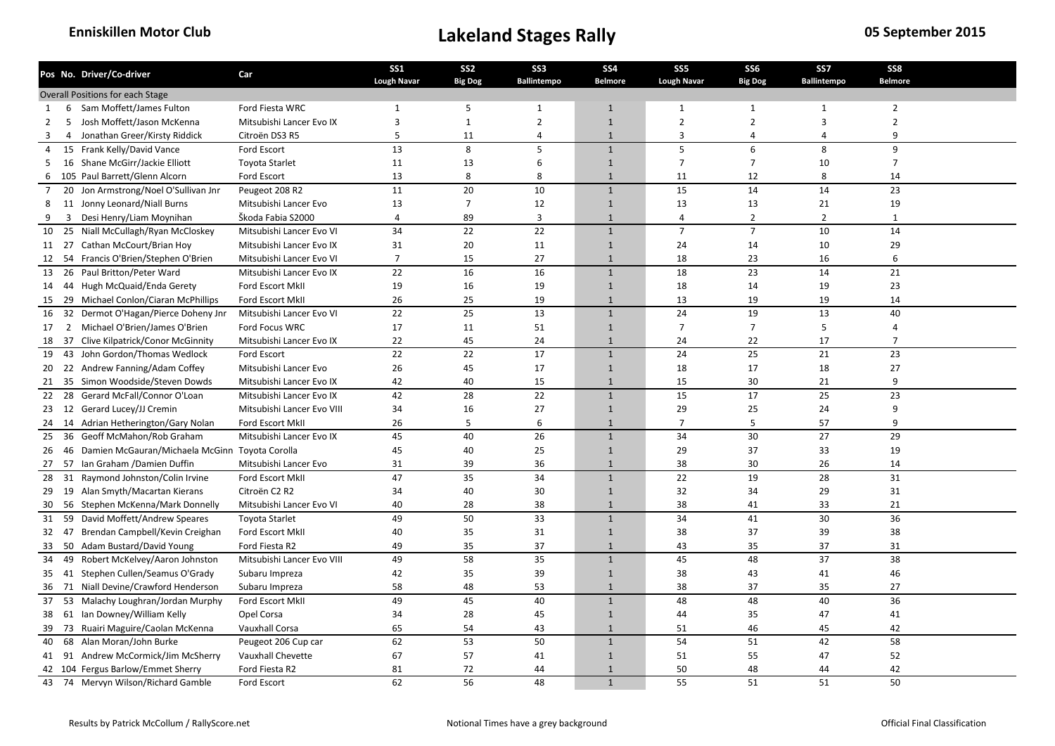**Enniskillen Motor Club**

# Lakeland Stages Rally

**05 September 2015**

| Pos | No. | Driver/Co-driver | Car | SS1 Lough Navar | SS2 Big Dog | SS3 Ballintempo | SS4 Belmore | SS5 Lough Navar | SS6 Big Dog | SS7 Ballintempo | SS8 Belmore |
|---|---|---|---|---|---|---|---|---|---|---|---|
| Overall Positions for each Stage | | | | | | | | | | | |
| 1 | 6 | Sam Moffett/James Fulton | Ford Fiesta WRC | 1 | 5 | 1 | 1 | 1 | 1 | 1 | 2 |
| 2 | 5 | Josh Moffett/Jason McKenna | Mitsubishi Lancer Evo IX | 3 | 1 | 2 | 1 | 2 | 2 | 3 | 2 |
| 3 | 4 | Jonathan Greer/Kirsty Riddick | Citroën DS3 R5 | 5 | 11 | 4 | 1 | 3 | 4 | 4 | 9 |
| 4 | 15 | Frank Kelly/David Vance | Ford Escort | 13 | 8 | 5 | 1 | 5 | 6 | 8 | 9 |
| 5 | 16 | Shane McGirr/Jackie Elliott | Toyota Starlet | 11 | 13 | 6 | 1 | 7 | 7 | 10 | 7 |
| 6 | 105 | Paul Barrett/Glenn Alcorn | Ford Escort | 13 | 8 | 8 | 1 | 11 | 12 | 8 | 14 |
| 7 | 20 | Jon Armstrong/Noel O'Sullivan Jnr | Peugeot 208 R2 | 11 | 20 | 10 | 1 | 15 | 14 | 14 | 23 |
| 8 | 11 | Jonny Leonard/Niall Burns | Mitsubishi Lancer Evo | 13 | 7 | 12 | 1 | 13 | 13 | 21 | 19 |
| 9 | 3 | Desi Henry/Liam Moynihan | Škoda Fabia S2000 | 4 | 89 | 3 | 1 | 4 | 2 | 2 | 1 |
| 10 | 25 | Niall McCullagh/Ryan McCloskey | Mitsubishi Lancer Evo VI | 34 | 22 | 22 | 1 | 7 | 7 | 10 | 14 |
| 11 | 27 | Cathan McCourt/Brian Hoy | Mitsubishi Lancer Evo IX | 31 | 20 | 11 | 1 | 24 | 14 | 10 | 29 |
| 12 | 54 | Francis O'Brien/Stephen O'Brien | Mitsubishi Lancer Evo VI | 7 | 15 | 27 | 1 | 18 | 23 | 16 | 6 |
| 13 | 26 | Paul Britton/Peter Ward | Mitsubishi Lancer Evo IX | 22 | 16 | 16 | 1 | 18 | 23 | 14 | 21 |
| 14 | 44 | Hugh McQuaid/Enda Gerety | Ford Escort MkII | 19 | 16 | 19 | 1 | 18 | 14 | 19 | 23 |
| 15 | 29 | Michael Conlon/Ciaran McPhillips | Ford Escort MkII | 26 | 25 | 19 | 1 | 13 | 19 | 19 | 14 |
| 16 | 32 | Dermot O'Hagan/Pierce Doheny Jnr | Mitsubishi Lancer Evo VI | 22 | 25 | 13 | 1 | 24 | 19 | 13 | 40 |
| 17 | 2 | Michael O'Brien/James O'Brien | Ford Focus WRC | 17 | 11 | 51 | 1 | 7 | 7 | 5 | 4 |
| 18 | 37 | Clive Kilpatrick/Conor McGinnity | Mitsubishi Lancer Evo IX | 22 | 45 | 24 | 1 | 24 | 22 | 17 | 7 |
| 19 | 43 | John Gordon/Thomas Wedlock | Ford Escort | 22 | 22 | 17 | 1 | 24 | 25 | 21 | 23 |
| 20 | 22 | Andrew Fanning/Adam Coffey | Mitsubishi Lancer Evo | 26 | 45 | 17 | 1 | 18 | 17 | 18 | 27 |
| 21 | 35 | Simon Woodside/Steven Dowds | Mitsubishi Lancer Evo IX | 42 | 40 | 15 | 1 | 15 | 30 | 21 | 9 |
| 22 | 28 | Gerard McFall/Connor O'Loan | Mitsubishi Lancer Evo IX | 42 | 28 | 22 | 1 | 15 | 17 | 25 | 23 |
| 23 | 12 | Gerard Lucey/JJ Cremin | Mitsubishi Lancer Evo VIII | 34 | 16 | 27 | 1 | 29 | 25 | 24 | 9 |
| 24 | 14 | Adrian Hetherington/Gary Nolan | Ford Escort MkII | 26 | 5 | 6 | 1 | 7 | 5 | 57 | 9 |
| 25 | 36 | Geoff McMahon/Rob Graham | Mitsubishi Lancer Evo IX | 45 | 40 | 26 | 1 | 34 | 30 | 27 | 29 |
| 26 | 46 | Damien McGauran/Michaela McGinn | Toyota Corolla | 45 | 40 | 25 | 1 | 29 | 37 | 33 | 19 |
| 27 | 57 | Ian Graham /Damien Duffin | Mitsubishi Lancer Evo | 31 | 39 | 36 | 1 | 38 | 30 | 26 | 14 |
| 28 | 31 | Raymond Johnston/Colin Irvine | Ford Escort MkII | 47 | 35 | 34 | 1 | 22 | 19 | 28 | 31 |
| 29 | 19 | Alan Smyth/Macartan Kierans | Citroën C2 R2 | 34 | 40 | 30 | 1 | 32 | 34 | 29 | 31 |
| 30 | 56 | Stephen McKenna/Mark Donnelly | Mitsubishi Lancer Evo VI | 40 | 28 | 38 | 1 | 38 | 41 | 33 | 21 |
| 31 | 59 | David Moffett/Andrew Speares | Toyota Starlet | 49 | 50 | 33 | 1 | 34 | 41 | 30 | 36 |
| 32 | 47 | Brendan Campbell/Kevin Creighan | Ford Escort MkII | 40 | 35 | 31 | 1 | 38 | 37 | 39 | 38 |
| 33 | 50 | Adam Bustard/David Young | Ford Fiesta R2 | 49 | 35 | 37 | 1 | 43 | 35 | 37 | 31 |
| 34 | 49 | Robert McKelvey/Aaron Johnston | Mitsubishi Lancer Evo VIII | 49 | 58 | 35 | 1 | 45 | 48 | 37 | 38 |
| 35 | 41 | Stephen Cullen/Seamus O'Grady | Subaru Impreza | 42 | 35 | 39 | 1 | 38 | 43 | 41 | 46 |
| 36 | 71 | Niall Devine/Crawford Henderson | Subaru Impreza | 58 | 48 | 53 | 1 | 38 | 37 | 35 | 27 |
| 37 | 53 | Malachy Loughran/Jordan Murphy | Ford Escort MkII | 49 | 45 | 40 | 1 | 48 | 48 | 40 | 36 |
| 38 | 61 | Ian Downey/William Kelly | Opel Corsa | 34 | 28 | 45 | 1 | 44 | 35 | 47 | 41 |
| 39 | 73 | Ruairi Maguire/Caolan McKenna | Vauxhall Corsa | 65 | 54 | 43 | 1 | 51 | 46 | 45 | 42 |
| 40 | 68 | Alan Moran/John Burke | Peugeot 206 Cup car | 62 | 53 | 50 | 1 | 54 | 51 | 42 | 58 |
| 41 | 91 | Andrew McCormick/Jim McSherry | Vauxhall Chevette | 67 | 57 | 41 | 1 | 51 | 55 | 47 | 52 |
| 42 | 104 | Fergus Barlow/Emmet Sherry | Ford Fiesta R2 | 81 | 72 | 44 | 1 | 50 | 48 | 44 | 42 |
| 43 | 74 | Mervyn Wilson/Richard Gamble | Ford Escort | 62 | 56 | 48 | 1 | 55 | 51 | 51 | 50 |

Results by Patrick McCollum / RallyScore.net

Notional Times have a grey background

Official Final Classification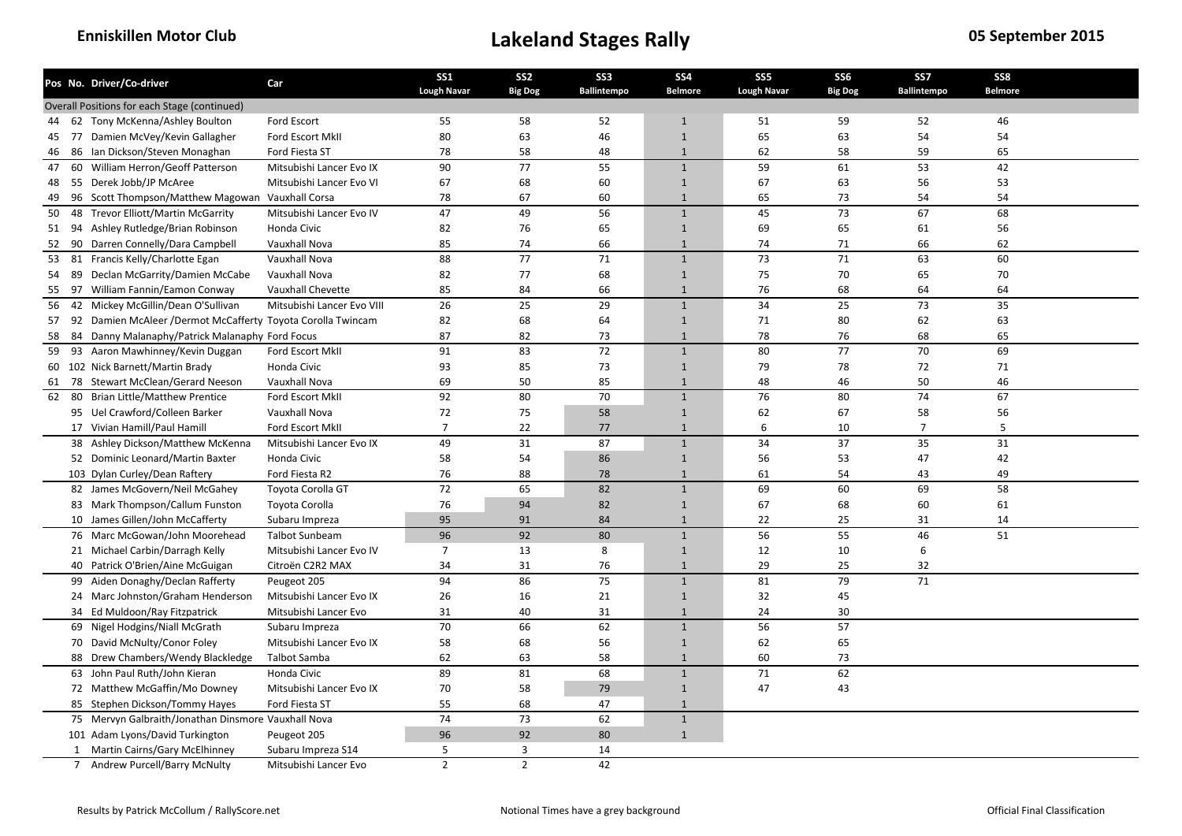**Enniskillen Motor Club**

# Lakeland Stages Rally

**05 September 2015**

| Pos | No. | Driver/Co-driver | Car | SS1 Lough Navar | SS2 Big Dog | SS3 Ballintempo | SS4 Belmore | SS5 Lough Navar | SS6 Big Dog | SS7 Ballintempo | SS8 Belmore |
|---|---|---|---|---|---|---|---|---|---|---|---|
| Overall Positions for each Stage (continued) | | | | | | | | | | | |
| 44 | 62 | Tony McKenna/Ashley Boulton | Ford Escort | 55 | 58 | 52 | 1 | 51 | 59 | 52 | 46 |
| 45 | 77 | Damien McVey/Kevin Gallagher | Ford Escort MkII | 80 | 63 | 46 | 1 | 65 | 63 | 54 | 54 |
| 46 | 86 | Ian Dickson/Steven Monaghan | Ford Fiesta ST | 78 | 58 | 48 | 1 | 62 | 58 | 59 | 65 |
| 47 | 60 | William Herron/Geoff Patterson | Mitsubishi Lancer Evo IX | 90 | 77 | 55 | 1 | 59 | 61 | 53 | 42 |
| 48 | 55 | Derek Jobb/JP McAree | Mitsubishi Lancer Evo VI | 67 | 68 | 60 | 1 | 67 | 63 | 56 | 53 |
| 49 | 96 | Scott Thompson/Matthew Magowan | Vauxhall Corsa | 78 | 67 | 60 | 1 | 65 | 73 | 54 | 54 |
| 50 | 48 | Trevor Elliott/Martin McGarrity | Mitsubishi Lancer Evo IV | 47 | 49 | 56 | 1 | 45 | 73 | 67 | 68 |
| 51 | 94 | Ashley Rutledge/Brian Robinson | Honda Civic | 82 | 76 | 65 | 1 | 69 | 65 | 61 | 56 |
| 52 | 90 | Darren Connelly/Dara Campbell | Vauxhall Nova | 85 | 74 | 66 | 1 | 74 | 71 | 66 | 62 |
| 53 | 81 | Francis Kelly/Charlotte Egan | Vauxhall Nova | 88 | 77 | 71 | 1 | 73 | 71 | 63 | 60 |
| 54 | 89 | Declan McGarrity/Damien McCabe | Vauxhall Nova | 82 | 77 | 68 | 1 | 75 | 70 | 65 | 70 |
| 55 | 97 | William Fannin/Eamon Conway | Vauxhall Chevette | 85 | 84 | 66 | 1 | 76 | 68 | 64 | 64 |
| 56 | 42 | Mickey McGillin/Dean O'Sullivan | Mitsubishi Lancer Evo VIII | 26 | 25 | 29 | 1 | 34 | 25 | 73 | 35 |
| 57 | 92 | Damien McAleer /Dermot McCafferty | Toyota Corolla Twincam | 82 | 68 | 64 | 1 | 71 | 80 | 62 | 63 |
| 58 | 84 | Danny Malanaphy/Patrick Malanaphy | Ford Focus | 87 | 82 | 73 | 1 | 78 | 76 | 68 | 65 |
| 59 | 93 | Aaron Mawhinney/Kevin Duggan | Ford Escort MkII | 91 | 83 | 72 | 1 | 80 | 77 | 70 | 69 |
| 60 | 102 | Nick Barnett/Martin Brady | Honda Civic | 93 | 85 | 73 | 1 | 79 | 78 | 72 | 71 |
| 61 | 78 | Stewart McClean/Gerard Neeson | Vauxhall Nova | 69 | 50 | 85 | 1 | 48 | 46 | 50 | 46 |
| 62 | 80 | Brian Little/Matthew Prentice | Ford Escort MkII | 92 | 80 | 70 | 1 | 76 | 80 | 74 | 67 |
| | 95 | Uel Crawford/Colleen Barker | Vauxhall Nova | 72 | 75 | 58 | 1 | 62 | 67 | 58 | 56 |
| | 17 | Vivian Hamill/Paul Hamill | Ford Escort MkII | 7 | 22 | 77 | 1 | 6 | 10 | 7 | 5 |
| | 38 | Ashley Dickson/Matthew McKenna | Mitsubishi Lancer Evo IX | 49 | 31 | 87 | 1 | 34 | 37 | 35 | 31 |
| | 52 | Dominic Leonard/Martin Baxter | Honda Civic | 58 | 54 | 86 | 1 | 56 | 53 | 47 | 42 |
| | 103 | Dylan Curley/Dean Raftery | Ford Fiesta R2 | 76 | 88 | 78 | 1 | 61 | 54 | 43 | 49 |
| | 82 | James McGovern/Neil McGahey | Toyota Corolla GT | 72 | 65 | 82 | 1 | 69 | 60 | 69 | 58 |
| | 83 | Mark Thompson/Callum Funston | Toyota Corolla | 76 | 94 | 82 | 1 | 67 | 68 | 60 | 61 |
| | 10 | James Gillen/John McCafferty | Subaru Impreza | 95 | 91 | 84 | 1 | 22 | 25 | 31 | 14 |
| | 76 | Marc McGowan/John Moorehead | Talbot Sunbeam | 96 | 92 | 80 | 1 | 56 | 55 | 46 | 51 |
| | 21 | Michael Carbin/Darragh Kelly | Mitsubishi Lancer Evo IV | 7 | 13 | 8 | 1 | 12 | 10 | 6 | |
| | 40 | Patrick O'Brien/Aine McGuigan | Citroën C2R2 MAX | 34 | 31 | 76 | 1 | 29 | 25 | 32 | |
| | 99 | Aiden Donaghy/Declan Rafferty | Peugeot 205 | 94 | 86 | 75 | 1 | 81 | 79 | 71 | |
| | 24 | Marc Johnston/Graham Henderson | Mitsubishi Lancer Evo IX | 26 | 16 | 21 | 1 | 32 | 45 | | |
| | 34 | Ed Muldoon/Ray Fitzpatrick | Mitsubishi Lancer Evo | 31 | 40 | 31 | 1 | 24 | 30 | | |
| | 69 | Nigel Hodgins/Niall McGrath | Subaru Impreza | 70 | 66 | 62 | 1 | 56 | 57 | | |
| | 70 | David McNulty/Conor Foley | Mitsubishi Lancer Evo IX | 58 | 68 | 56 | 1 | 62 | 65 | | |
| | 88 | Drew Chambers/Wendy Blackledge | Talbot Samba | 62 | 63 | 58 | 1 | 60 | 73 | | |
| | 63 | John Paul Ruth/John Kieran | Honda Civic | 89 | 81 | 68 | 1 | 71 | 62 | | |
| | 72 | Matthew McGaffin/Mo Downey | Mitsubishi Lancer Evo IX | 70 | 58 | 79 | 1 | 47 | 43 | | |
| | 85 | Stephen Dickson/Tommy Hayes | Ford Fiesta ST | 55 | 68 | 47 | 1 | | | | |
| | 75 | Mervyn Galbraith/Jonathan Dinsmore | Vauxhall Nova | 74 | 73 | 62 | 1 | | | | |
| | 101 | Adam Lyons/David Turkington | Peugeot 205 | 96 | 92 | 80 | 1 | | | | |
| | 1 | Martin Cairns/Gary McElhinney | Subaru Impreza S14 | 5 | 3 | 14 | | | | | |
| | 7 | Andrew Purcell/Barry McNulty | Mitsubishi Lancer Evo | 2 | 2 | 42 | | | | | |

Results by Patrick McCollum / RallyScore.net — Notional Times have a grey background — Official Final Classification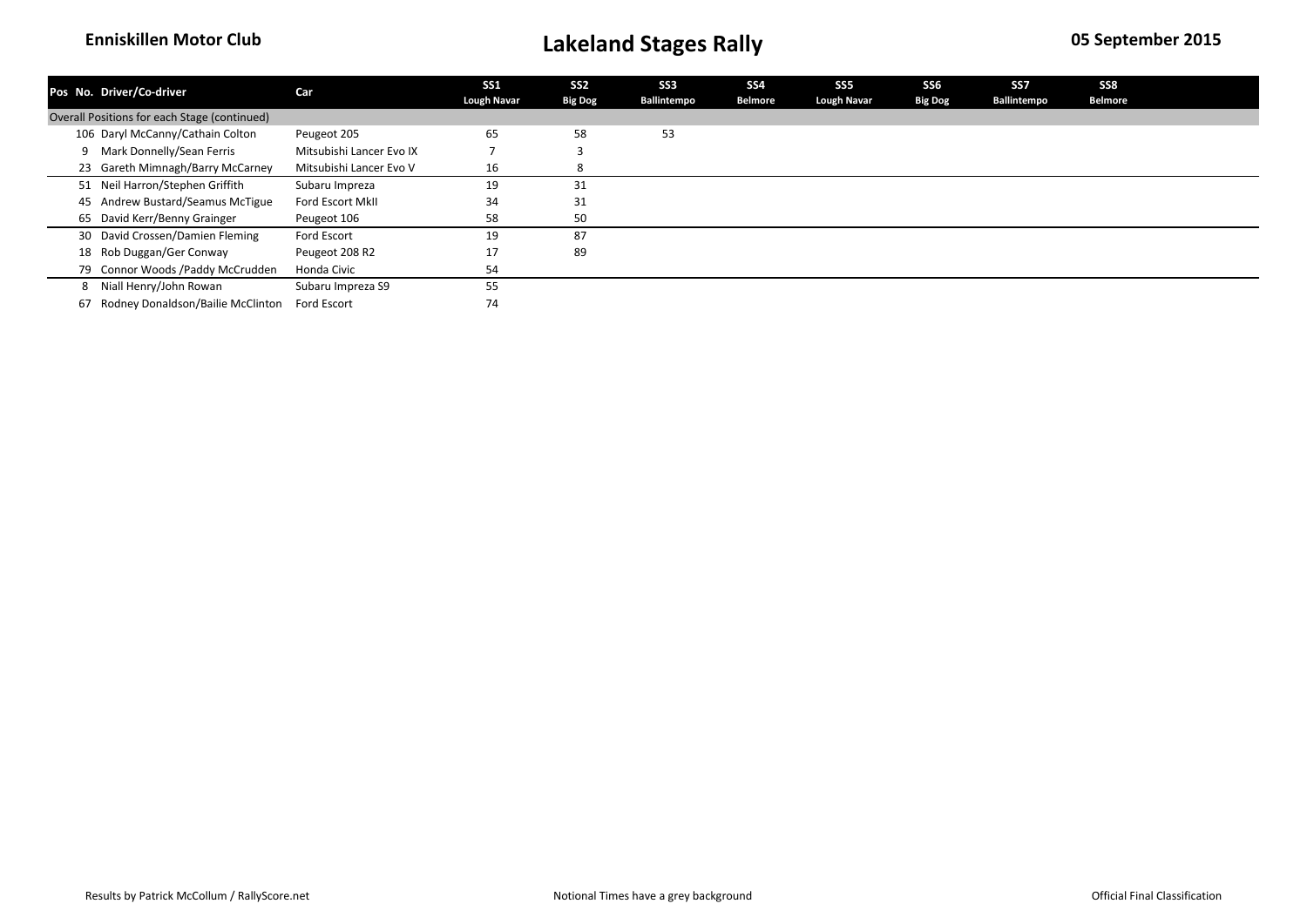## Enniskillen Motor Club

# Lakeland Stages Rally

**05 September 2015**

| Pos | No. | Driver/Co-driver | Car | SS1 Lough Navar | SS2 Big Dog | SS3 Ballintempo | SS4 Belmore | SS5 Lough Navar | SS6 Big Dog | SS7 Ballintempo | SS8 Belmore |
|---|---|---|---|---|---|---|---|---|---|---|---|
| Overall Positions for each Stage (continued) | | | | | | | | | | | |
| | 106 | Daryl McCanny/Cathain Colton | Peugeot 205 | 65 | 58 | 53 | | | | | |
| | 9 | Mark Donnelly/Sean Ferris | Mitsubishi Lancer Evo IX | 7 | 3 | | | | | | |
| | 23 | Gareth Mimnagh/Barry McCarney | Mitsubishi Lancer Evo V | 16 | 8 | | | | | | |
| | 51 | Neil Harron/Stephen Griffith | Subaru Impreza | 19 | 31 | | | | | | |
| | 45 | Andrew Bustard/Seamus McTigue | Ford Escort MkII | 34 | 31 | | | | | | |
| | 65 | David Kerr/Benny Grainger | Peugeot 106 | 58 | 50 | | | | | | |
| | 30 | David Crossen/Damien Fleming | Ford Escort | 19 | 87 | | | | | | |
| | 18 | Rob Duggan/Ger Conway | Peugeot 208 R2 | 17 | 89 | | | | | | |
| | 79 | Connor Woods /Paddy McCrudden | Honda Civic | 54 | | | | | | | |
| | 8 | Niall Henry/John Rowan | Subaru Impreza S9 | 55 | | | | | | | |
| | 67 | Rodney Donaldson/Bailie McClinton | Ford Escort | 74 | | | | | | | |

Results by Patrick McCollum / RallyScore.net

Notional Times have a grey background

Official Final Classification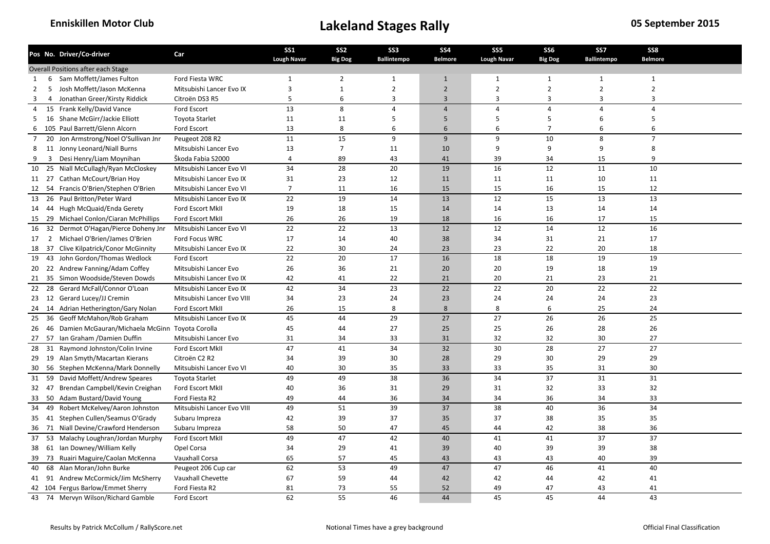Enniskillen Motor Club

# Lakeland Stages Rally

05 September 2015

| Pos | No. | Driver/Co-driver | Car | SS1 Lough Navar | SS2 Big Dog | SS3 Ballintempo | SS4 Belmore | SS5 Lough Navar | SS6 Big Dog | SS7 Ballintempo | SS8 Belmore |
|---|---|---|---|---|---|---|---|---|---|---|---|
| Overall Positions after each Stage | | | | | | | | | | | |
| 1 | 6 | Sam Moffett/James Fulton | Ford Fiesta WRC | 1 | 2 | 1 | 1 | 1 | 1 | 1 | 1 |
| 2 | 5 | Josh Moffett/Jason McKenna | Mitsubishi Lancer Evo IX | 3 | 1 | 2 | 2 | 2 | 2 | 2 | 2 |
| 3 | 4 | Jonathan Greer/Kirsty Riddick | Citroën DS3 R5 | 5 | 6 | 3 | 3 | 3 | 3 | 3 | 3 |
| 4 | 15 | Frank Kelly/David Vance | Ford Escort | 13 | 8 | 4 | 4 | 4 | 4 | 4 | 4 |
| 5 | 16 | Shane McGirr/Jackie Elliott | Toyota Starlet | 11 | 11 | 5 | 5 | 5 | 5 | 6 | 5 |
| 6 | 105 | Paul Barrett/Glenn Alcorn | Ford Escort | 13 | 8 | 6 | 6 | 6 | 7 | 6 | 6 |
| 7 | 20 | Jon Armstrong/Noel O'Sullivan Jnr | Peugeot 208 R2 | 11 | 15 | 9 | 9 | 9 | 10 | 8 | 7 |
| 8 | 11 | Jonny Leonard/Niall Burns | Mitsubishi Lancer Evo | 13 | 7 | 11 | 10 | 9 | 9 | 9 | 8 |
| 9 | 3 | Desi Henry/Liam Moynihan | Škoda Fabia S2000 | 4 | 89 | 43 | 41 | 39 | 34 | 15 | 9 |
| 10 | 25 | Niall McCullagh/Ryan McCloskey | Mitsubishi Lancer Evo VI | 34 | 28 | 20 | 19 | 16 | 12 | 11 | 10 |
| 11 | 27 | Cathan McCourt/Brian Hoy | Mitsubishi Lancer Evo IX | 31 | 23 | 12 | 11 | 11 | 11 | 10 | 11 |
| 12 | 54 | Francis O'Brien/Stephen O'Brien | Mitsubishi Lancer Evo VI | 7 | 11 | 16 | 15 | 15 | 16 | 15 | 12 |
| 13 | 26 | Paul Britton/Peter Ward | Mitsubishi Lancer Evo IX | 22 | 19 | 14 | 13 | 12 | 15 | 13 | 13 |
| 14 | 44 | Hugh McQuaid/Enda Gerety | Ford Escort MkII | 19 | 18 | 15 | 14 | 14 | 13 | 14 | 14 |
| 15 | 29 | Michael Conlon/Ciaran McPhillips | Ford Escort MkII | 26 | 26 | 19 | 18 | 16 | 16 | 17 | 15 |
| 16 | 32 | Dermot O'Hagan/Pierce Doheny Jnr | Mitsubishi Lancer Evo VI | 22 | 22 | 13 | 12 | 12 | 14 | 12 | 16 |
| 17 | 2 | Michael O'Brien/James O'Brien | Ford Focus WRC | 17 | 14 | 40 | 38 | 34 | 31 | 21 | 17 |
| 18 | 37 | Clive Kilpatrick/Conor McGinnity | Mitsubishi Lancer Evo IX | 22 | 30 | 24 | 23 | 23 | 22 | 20 | 18 |
| 19 | 43 | John Gordon/Thomas Wedlock | Ford Escort | 22 | 20 | 17 | 16 | 18 | 18 | 19 | 19 |
| 20 | 22 | Andrew Fanning/Adam Coffey | Mitsubishi Lancer Evo | 26 | 36 | 21 | 20 | 20 | 19 | 18 | 19 |
| 21 | 35 | Simon Woodside/Steven Dowds | Mitsubishi Lancer Evo IX | 42 | 41 | 22 | 21 | 20 | 21 | 23 | 21 |
| 22 | 28 | Gerard McFall/Connor O'Loan | Mitsubishi Lancer Evo IX | 42 | 34 | 23 | 22 | 22 | 20 | 22 | 22 |
| 23 | 12 | Gerard Lucey/JJ Cremin | Mitsubishi Lancer Evo VIII | 34 | 23 | 24 | 23 | 24 | 24 | 24 | 23 |
| 24 | 14 | Adrian Hetherington/Gary Nolan | Ford Escort MkII | 26 | 15 | 8 | 8 | 8 | 6 | 25 | 24 |
| 25 | 36 | Geoff McMahon/Rob Graham | Mitsubishi Lancer Evo IX | 45 | 44 | 29 | 27 | 27 | 26 | 26 | 25 |
| 26 | 46 | Damien McGauran/Michaela McGinn | Toyota Corolla | 45 | 44 | 27 | 25 | 25 | 26 | 28 | 26 |
| 27 | 57 | Ian Graham /Damien Duffin | Mitsubishi Lancer Evo | 31 | 34 | 33 | 31 | 32 | 32 | 30 | 27 |
| 28 | 31 | Raymond Johnston/Colin Irvine | Ford Escort MkII | 47 | 41 | 34 | 32 | 30 | 28 | 27 | 27 |
| 29 | 19 | Alan Smyth/Macartan Kierans | Citroën C2 R2 | 34 | 39 | 30 | 28 | 29 | 30 | 29 | 29 |
| 30 | 56 | Stephen McKenna/Mark Donnelly | Mitsubishi Lancer Evo VI | 40 | 30 | 35 | 33 | 33 | 35 | 31 | 30 |
| 31 | 59 | David Moffett/Andrew Speares | Toyota Starlet | 49 | 49 | 38 | 36 | 34 | 37 | 31 | 31 |
| 32 | 47 | Brendan Campbell/Kevin Creighan | Ford Escort MkII | 40 | 36 | 31 | 29 | 31 | 32 | 33 | 32 |
| 33 | 50 | Adam Bustard/David Young | Ford Fiesta R2 | 49 | 44 | 36 | 34 | 34 | 36 | 34 | 33 |
| 34 | 49 | Robert McKelvey/Aaron Johnston | Mitsubishi Lancer Evo VIII | 49 | 51 | 39 | 37 | 38 | 40 | 36 | 34 |
| 35 | 41 | Stephen Cullen/Seamus O'Grady | Subaru Impreza | 42 | 39 | 37 | 35 | 37 | 38 | 35 | 35 |
| 36 | 71 | Niall Devine/Crawford Henderson | Subaru Impreza | 58 | 50 | 47 | 45 | 44 | 42 | 38 | 36 |
| 37 | 53 | Malachy Loughran/Jordan Murphy | Ford Escort MkII | 49 | 47 | 42 | 40 | 41 | 41 | 37 | 37 |
| 38 | 61 | Ian Downey/William Kelly | Opel Corsa | 34 | 29 | 41 | 39 | 40 | 39 | 39 | 38 |
| 39 | 73 | Ruairi Maguire/Caolan McKenna | Vauxhall Corsa | 65 | 57 | 45 | 43 | 43 | 43 | 40 | 39 |
| 40 | 68 | Alan Moran/John Burke | Peugeot 206 Cup car | 62 | 53 | 49 | 47 | 47 | 46 | 41 | 40 |
| 41 | 91 | Andrew McCormick/Jim McSherry | Vauxhall Chevette | 67 | 59 | 44 | 42 | 42 | 44 | 42 | 41 |
| 42 | 104 | Fergus Barlow/Emmet Sherry | Ford Fiesta R2 | 81 | 73 | 55 | 52 | 49 | 47 | 43 | 41 |
| 43 | 74 | Mervyn Wilson/Richard Gamble | Ford Escort | 62 | 55 | 46 | 44 | 45 | 45 | 44 | 43 |

Results by Patrick McCollum / RallyScore.net

Notional Times have a grey background

Official Final Classification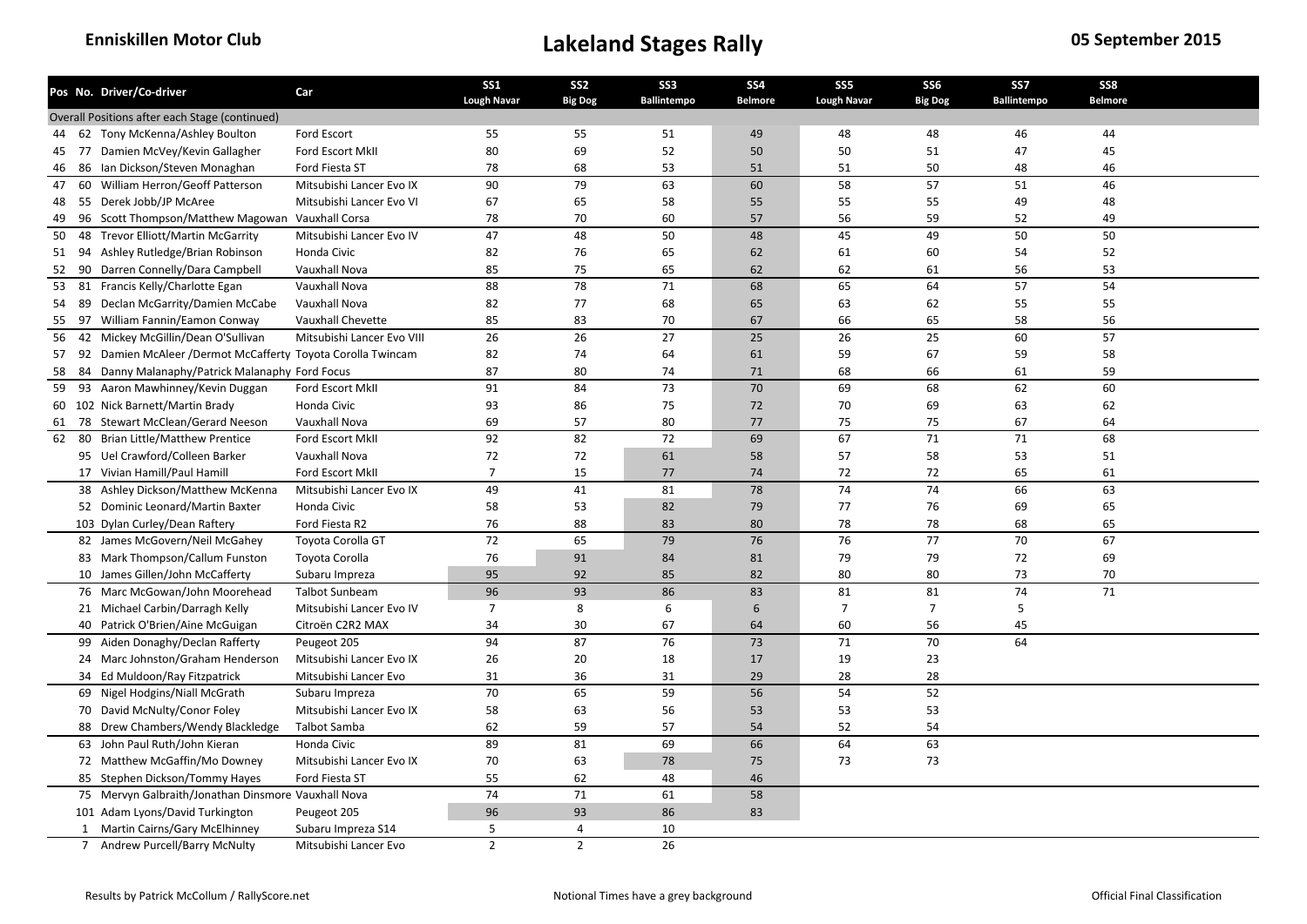**Enniskillen Motor Club**

# Lakeland Stages Rally

**05 September 2015**

| Pos | No. | Driver/Co-driver | Car | SS1 Lough Navar | SS2 Big Dog | SS3 Ballintempo | SS4 Belmore | SS5 Lough Navar | SS6 Big Dog | SS7 Ballintempo | SS8 Belmore |
|---|---|---|---|---|---|---|---|---|---|---|---|
| Overall Positions after each Stage (continued) | | | | | | | | | | | |
| 44 | 62 | Tony McKenna/Ashley Boulton | Ford Escort | 55 | 55 | 51 | 49 | 48 | 48 | 46 | 44 |
| 45 | 77 | Damien McVey/Kevin Gallagher | Ford Escort MkII | 80 | 69 | 52 | 50 | 50 | 51 | 47 | 45 |
| 46 | 86 | Ian Dickson/Steven Monaghan | Ford Fiesta ST | 78 | 68 | 53 | 51 | 51 | 50 | 48 | 46 |
| 47 | 60 | William Herron/Geoff Patterson | Mitsubishi Lancer Evo IX | 90 | 79 | 63 | 60 | 58 | 57 | 51 | 46 |
| 48 | 55 | Derek Jobb/JP McAree | Mitsubishi Lancer Evo VI | 67 | 65 | 58 | 55 | 55 | 55 | 49 | 48 |
| 49 | 96 | Scott Thompson/Matthew Magowan | Vauxhall Corsa | 78 | 70 | 60 | 57 | 56 | 59 | 52 | 49 |
| 50 | 48 | Trevor Elliott/Martin McGarrity | Mitsubishi Lancer Evo IV | 47 | 48 | 50 | 48 | 45 | 49 | 50 | 50 |
| 51 | 94 | Ashley Rutledge/Brian Robinson | Honda Civic | 82 | 76 | 65 | 62 | 61 | 60 | 54 | 52 |
| 52 | 90 | Darren Connelly/Dara Campbell | Vauxhall Nova | 85 | 75 | 65 | 62 | 62 | 61 | 56 | 53 |
| 53 | 81 | Francis Kelly/Charlotte Egan | Vauxhall Nova | 88 | 78 | 71 | 68 | 65 | 64 | 57 | 54 |
| 54 | 89 | Declan McGarrity/Damien McCabe | Vauxhall Nova | 82 | 77 | 68 | 65 | 63 | 62 | 55 | 55 |
| 55 | 97 | William Fannin/Eamon Conway | Vauxhall Chevette | 85 | 83 | 70 | 67 | 66 | 65 | 58 | 56 |
| 56 | 42 | Mickey McGillin/Dean O'Sullivan | Mitsubishi Lancer Evo VIII | 26 | 26 | 27 | 25 | 26 | 25 | 60 | 57 |
| 57 | 92 | Damien McAleer /Dermot McCafferty | Toyota Corolla Twincam | 82 | 74 | 64 | 61 | 59 | 67 | 59 | 58 |
| 58 | 84 | Danny Malanaphy/Patrick Malanaphy | Ford Focus | 87 | 80 | 74 | 71 | 68 | 66 | 61 | 59 |
| 59 | 93 | Aaron Mawhinney/Kevin Duggan | Ford Escort MkII | 91 | 84 | 73 | 70 | 69 | 68 | 62 | 60 |
| 60 | 102 | Nick Barnett/Martin Brady | Honda Civic | 93 | 86 | 75 | 72 | 70 | 69 | 63 | 62 |
| 61 | 78 | Stewart McClean/Gerard Neeson | Vauxhall Nova | 69 | 57 | 80 | 77 | 75 | 75 | 67 | 64 |
| 62 | 80 | Brian Little/Matthew Prentice | Ford Escort MkII | 92 | 82 | 72 | 69 | 67 | 71 | 71 | 68 |
| | 95 | Uel Crawford/Colleen Barker | Vauxhall Nova | 72 | 72 | 61 | 58 | 57 | 58 | 53 | 51 |
| | 17 | Vivian Hamill/Paul Hamill | Ford Escort MkII | 7 | 15 | 77 | 74 | 72 | 72 | 65 | 61 |
| | 38 | Ashley Dickson/Matthew McKenna | Mitsubishi Lancer Evo IX | 49 | 41 | 81 | 78 | 74 | 74 | 66 | 63 |
| | 52 | Dominic Leonard/Martin Baxter | Honda Civic | 58 | 53 | 82 | 79 | 77 | 76 | 69 | 65 |
| | 103 | Dylan Curley/Dean Raftery | Ford Fiesta R2 | 76 | 88 | 83 | 80 | 78 | 78 | 68 | 65 |
| | 82 | James McGovern/Neil McGahey | Toyota Corolla GT | 72 | 65 | 79 | 76 | 76 | 77 | 70 | 67 |
| | 83 | Mark Thompson/Callum Funston | Toyota Corolla | 76 | 91 | 84 | 81 | 79 | 79 | 72 | 69 |
| | 10 | James Gillen/John McCafferty | Subaru Impreza | 95 | 92 | 85 | 82 | 80 | 80 | 73 | 70 |
| | 76 | Marc McGowan/John Moorehead | Talbot Sunbeam | 96 | 93 | 86 | 83 | 81 | 81 | 74 | 71 |
| | 21 | Michael Carbin/Darragh Kelly | Mitsubishi Lancer Evo IV | 7 | 8 | 6 | 6 | 7 | 7 | 5 | |
| | 40 | Patrick O'Brien/Aine McGuigan | Citroën C2R2 MAX | 34 | 30 | 67 | 64 | 60 | 56 | 45 | |
| | 99 | Aiden Donaghy/Declan Rafferty | Peugeot 205 | 94 | 87 | 76 | 73 | 71 | 70 | 64 | |
| | 24 | Marc Johnston/Graham Henderson | Mitsubishi Lancer Evo IX | 26 | 20 | 18 | 17 | 19 | 23 | | |
| | 34 | Ed Muldoon/Ray Fitzpatrick | Mitsubishi Lancer Evo | 31 | 36 | 31 | 29 | 28 | 28 | | |
| | 69 | Nigel Hodgins/Niall McGrath | Subaru Impreza | 70 | 65 | 59 | 56 | 54 | 52 | | |
| | 70 | David McNulty/Conor Foley | Mitsubishi Lancer Evo IX | 58 | 63 | 56 | 53 | 53 | 53 | | |
| | 88 | Drew Chambers/Wendy Blackledge | Talbot Samba | 62 | 59 | 57 | 54 | 52 | 54 | | |
| | 63 | John Paul Ruth/John Kieran | Honda Civic | 89 | 81 | 69 | 66 | 64 | 63 | | |
| | 72 | Matthew McGaffin/Mo Downey | Mitsubishi Lancer Evo IX | 70 | 63 | 78 | 75 | 73 | 73 | | |
| | 85 | Stephen Dickson/Tommy Hayes | Ford Fiesta ST | 55 | 62 | 48 | 46 | | | | |
| | 75 | Mervyn Galbraith/Jonathan Dinsmore | Vauxhall Nova | 74 | 71 | 61 | 58 | | | | |
| | 101 | Adam Lyons/David Turkington | Peugeot 205 | 96 | 93 | 86 | 83 | | | | |
| | 1 | Martin Cairns/Gary McElhinney | Subaru Impreza S14 | 5 | 4 | 10 | | | | | |
| | 7 | Andrew Purcell/Barry McNulty | Mitsubishi Lancer Evo | 2 | 2 | 26 | | | | | |

Results by Patrick McCollum / RallyScore.net

Notional Times have a grey background

Official Final Classification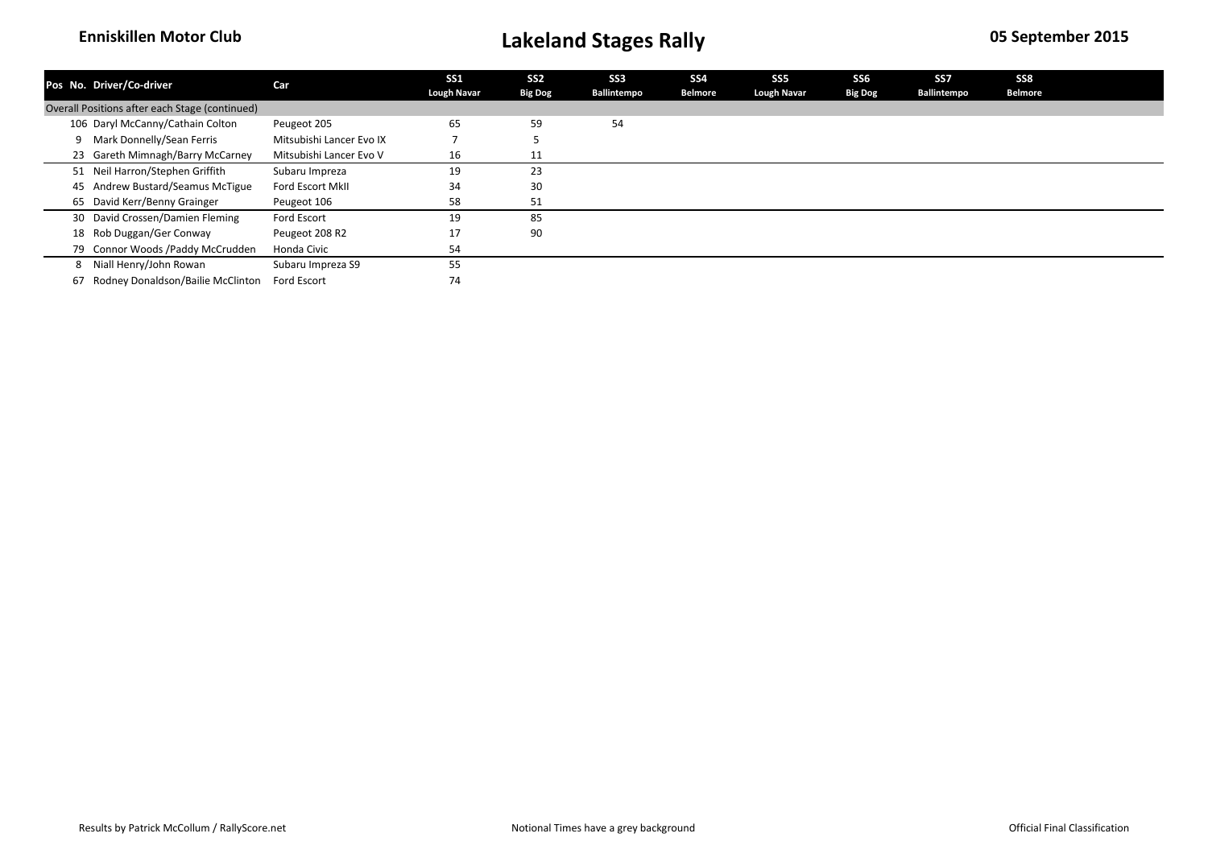## Enniskillen Motor Club — Lakeland Stages Rally — 05 September 2015

| Pos | No. | Driver/Co-driver | Car | SS1 Lough Navar | SS2 Big Dog | SS3 Ballintempo | SS4 Belmore | SS5 Lough Navar | SS6 Big Dog | SS7 Ballintempo | SS8 Belmore |
|---|---|---|---|---|---|---|---|---|---|---|---|
| Overall Positions after each Stage (continued) | | | | | | | | | | | |
| | 106 | Daryl McCanny/Cathain Colton | Peugeot 205 | 65 | 59 | 54 | | | | | |
| | 9 | Mark Donnelly/Sean Ferris | Mitsubishi Lancer Evo IX | 7 | 5 | | | | | | |
| | 23 | Gareth Mimnagh/Barry McCarney | Mitsubishi Lancer Evo V | 16 | 11 | | | | | | |
| | 51 | Neil Harron/Stephen Griffith | Subaru Impreza | 19 | 23 | | | | | | |
| | 45 | Andrew Bustard/Seamus McTigue | Ford Escort MkII | 34 | 30 | | | | | | |
| | 65 | David Kerr/Benny Grainger | Peugeot 106 | 58 | 51 | | | | | | |
| | 30 | David Crossen/Damien Fleming | Ford Escort | 19 | 85 | | | | | | |
| | 18 | Rob Duggan/Ger Conway | Peugeot 208 R2 | 17 | 90 | | | | | | |
| | 79 | Connor Woods /Paddy McCrudden | Honda Civic | 54 | | | | | | | |
| | 8 | Niall Henry/John Rowan | Subaru Impreza S9 | 55 | | | | | | | |
| | 67 | Rodney Donaldson/Bailie McClinton | Ford Escort | 74 | | | | | | | |

Results by Patrick McCollum / RallyScore.net — Notional Times have a grey background — Official Final Classification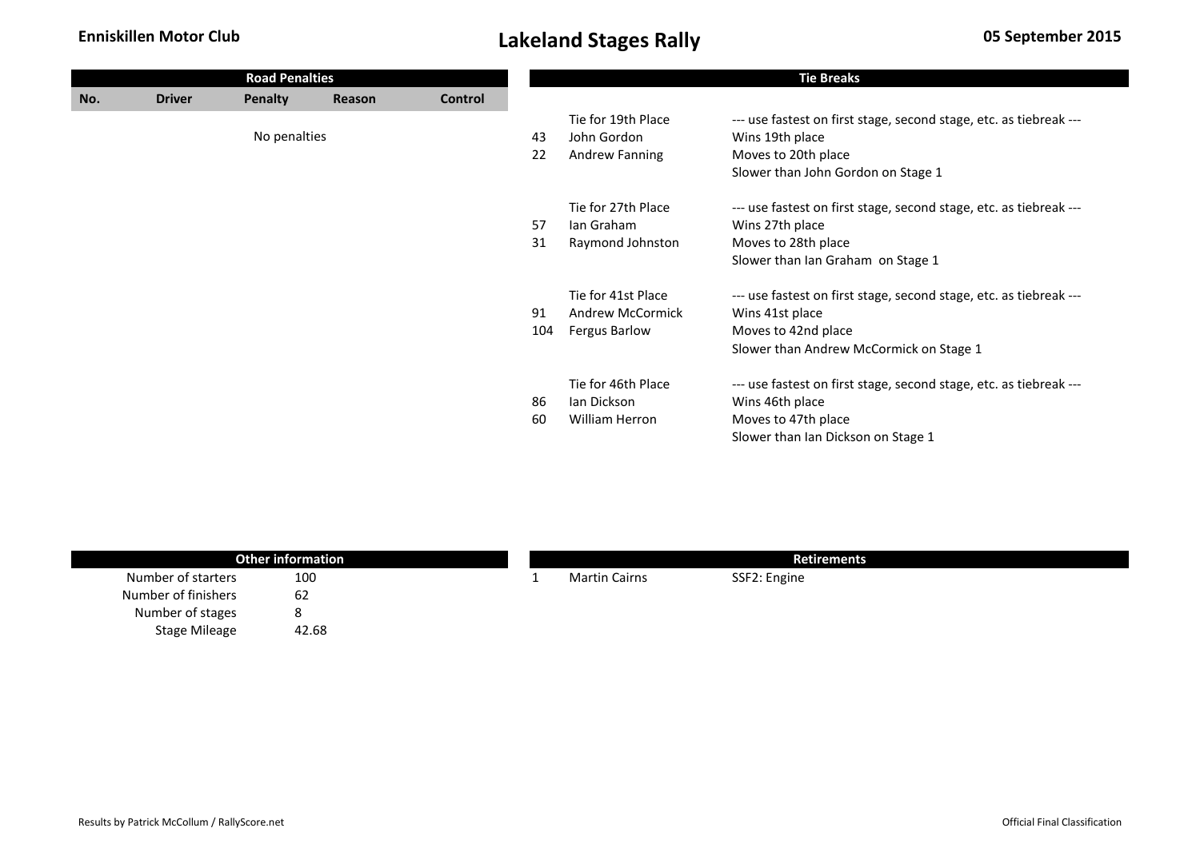**Enniskillen Motor Club**

# Lakeland Stages Rally

**05 September 2015**

## Road Penalties

| No. | Driver | Penalty | Reason | Control |
|---|---|---|---|---|
| | | No penalties | | |

## Tie Breaks

| | | |
|---|---|---|
| | Tie for 19th Place | --- use fastest on first stage, second stage, etc. as tiebreak --- |
| 43 | John Gordon | Wins 19th place |
| 22 | Andrew Fanning | Moves to 20th place |
| | | Slower than John Gordon on Stage 1 |
| | Tie for 27th Place | --- use fastest on first stage, second stage, etc. as tiebreak --- |
| 57 | Ian Graham | Wins 27th place |
| 31 | Raymond Johnston | Moves to 28th place |
| | | Slower than Ian Graham on Stage 1 |
| | Tie for 41st Place | --- use fastest on first stage, second stage, etc. as tiebreak --- |
| 91 | Andrew McCormick | Wins 41st place |
| 104 | Fergus Barlow | Moves to 42nd place |
| | | Slower than Andrew McCormick on Stage 1 |
| | Tie for 46th Place | --- use fastest on first stage, second stage, etc. as tiebreak --- |
| 86 | Ian Dickson | Wins 46th place |
| 60 | William Herron | Moves to 47th place |
| | | Slower than Ian Dickson on Stage 1 |

## Other information

| | |
|---|---|
| Number of starters | 100 |
| Number of finishers | 62 |
| Number of stages | 8 |
| Stage Mileage | 42.68 |

## Retirements

| | | |
|---|---|---|
| 1 | Martin Cairns | SSF2: Engine |

Results by Patrick McCollum / RallyScore.net

Official Final Classification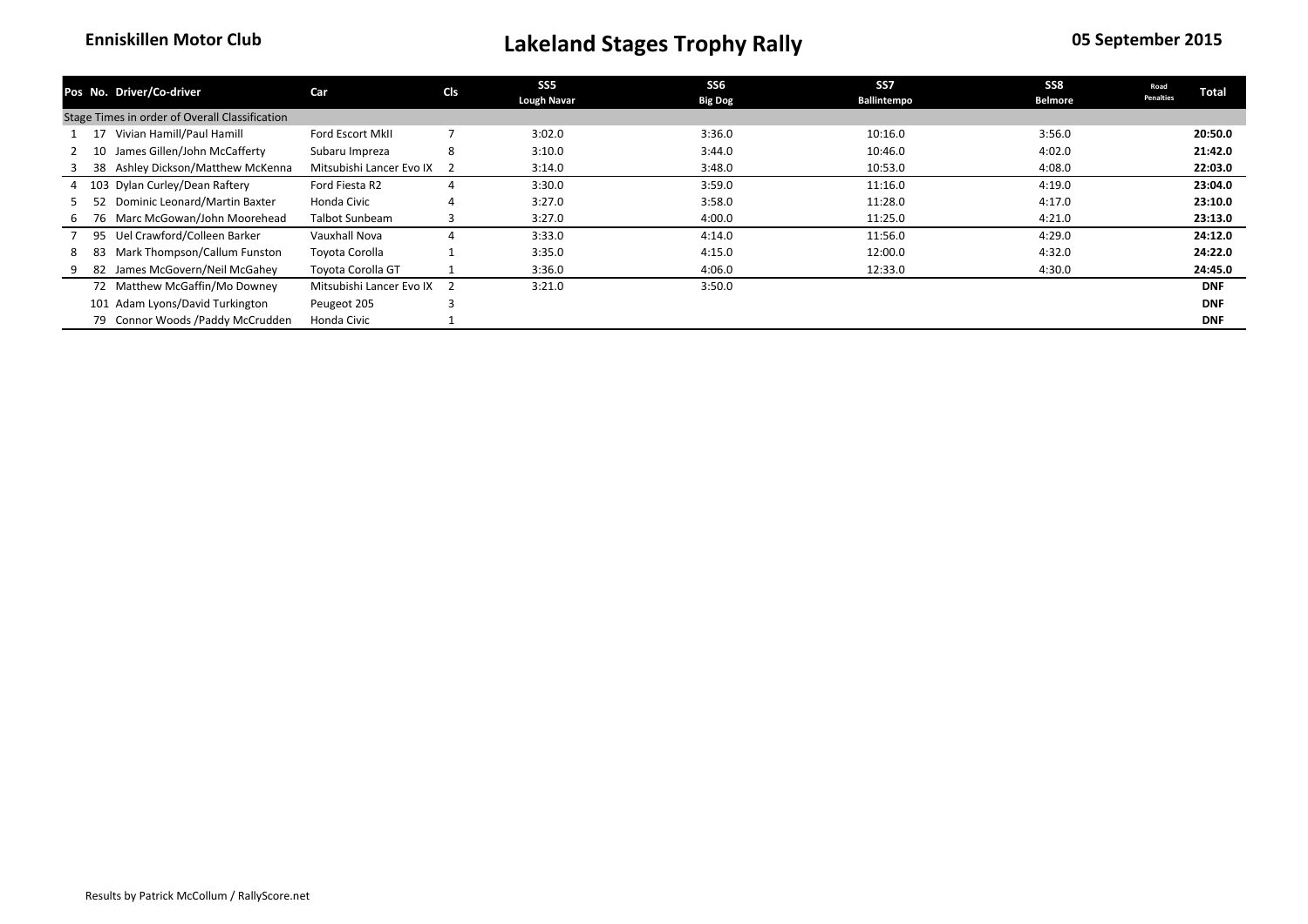**Enniskillen Motor Club**

# Lakeland Stages Trophy Rally

**05 September 2015**

| Pos | No. | Driver/Co-driver | Car | Cls | SS5 Lough Navar | SS6 Big Dog | SS7 Ballintempo | SS8 Belmore | Road Penalties | Total |
|---|---|---|---|---|---|---|---|---|---|---|
| Stage Times in order of Overall Classification | | | | | | | | | | |
| 1 | 17 | Vivian Hamill/Paul Hamill | Ford Escort MkII | 7 | 3:02.0 | 3:36.0 | 10:16.0 | 3:56.0 | | **20:50.0** |
| 2 | 10 | James Gillen/John McCafferty | Subaru Impreza | 8 | 3:10.0 | 3:44.0 | 10:46.0 | 4:02.0 | | **21:42.0** |
| 3 | 38 | Ashley Dickson/Matthew McKenna | Mitsubishi Lancer Evo IX | 2 | 3:14.0 | 3:48.0 | 10:53.0 | 4:08.0 | | **22:03.0** |
| 4 | 103 | Dylan Curley/Dean Raftery | Ford Fiesta R2 | 4 | 3:30.0 | 3:59.0 | 11:16.0 | 4:19.0 | | **23:04.0** |
| 5 | 52 | Dominic Leonard/Martin Baxter | Honda Civic | 4 | 3:27.0 | 3:58.0 | 11:28.0 | 4:17.0 | | **23:10.0** |
| 6 | 76 | Marc McGowan/John Moorehead | Talbot Sunbeam | 3 | 3:27.0 | 4:00.0 | 11:25.0 | 4:21.0 | | **23:13.0** |
| 7 | 95 | Uel Crawford/Colleen Barker | Vauxhall Nova | 4 | 3:33.0 | 4:14.0 | 11:56.0 | 4:29.0 | | **24:12.0** |
| 8 | 83 | Mark Thompson/Callum Funston | Toyota Corolla | 1 | 3:35.0 | 4:15.0 | 12:00.0 | 4:32.0 | | **24:22.0** |
| 9 | 82 | James McGovern/Neil McGahey | Toyota Corolla GT | 1 | 3:36.0 | 4:06.0 | 12:33.0 | 4:30.0 | | **24:45.0** |
| | 72 | Matthew McGaffin/Mo Downey | Mitsubishi Lancer Evo IX | 2 | 3:21.0 | 3:50.0 | | | | **DNF** |
| | 101 | Adam Lyons/David Turkington | Peugeot 205 | 3 | | | | | | **DNF** |
| | 79 | Connor Woods /Paddy McCrudden | Honda Civic | 1 | | | | | | **DNF** |

Results by Patrick McCollum / RallyScore.net